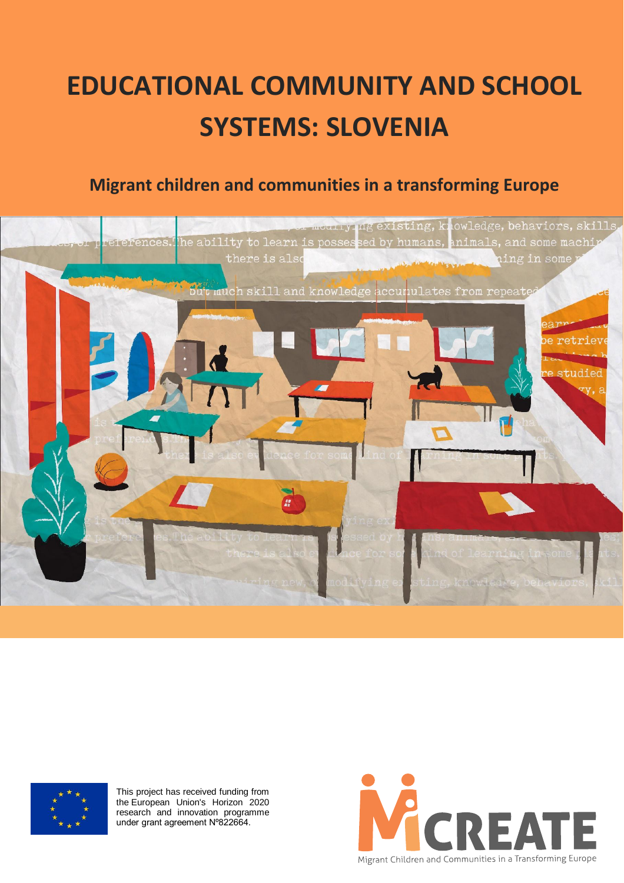# EDUCATIONAL COMMUNITY AND SCHOOL SYSTEMS: SLOVENIA

## Migrant children and communities in a transforming Europe

This project has received funding from the European Union's Horizon 2020 research and innovation programme under grant agreement Nº822664.

MiCREATE

Migrant Children and Communities in a Transforming Europe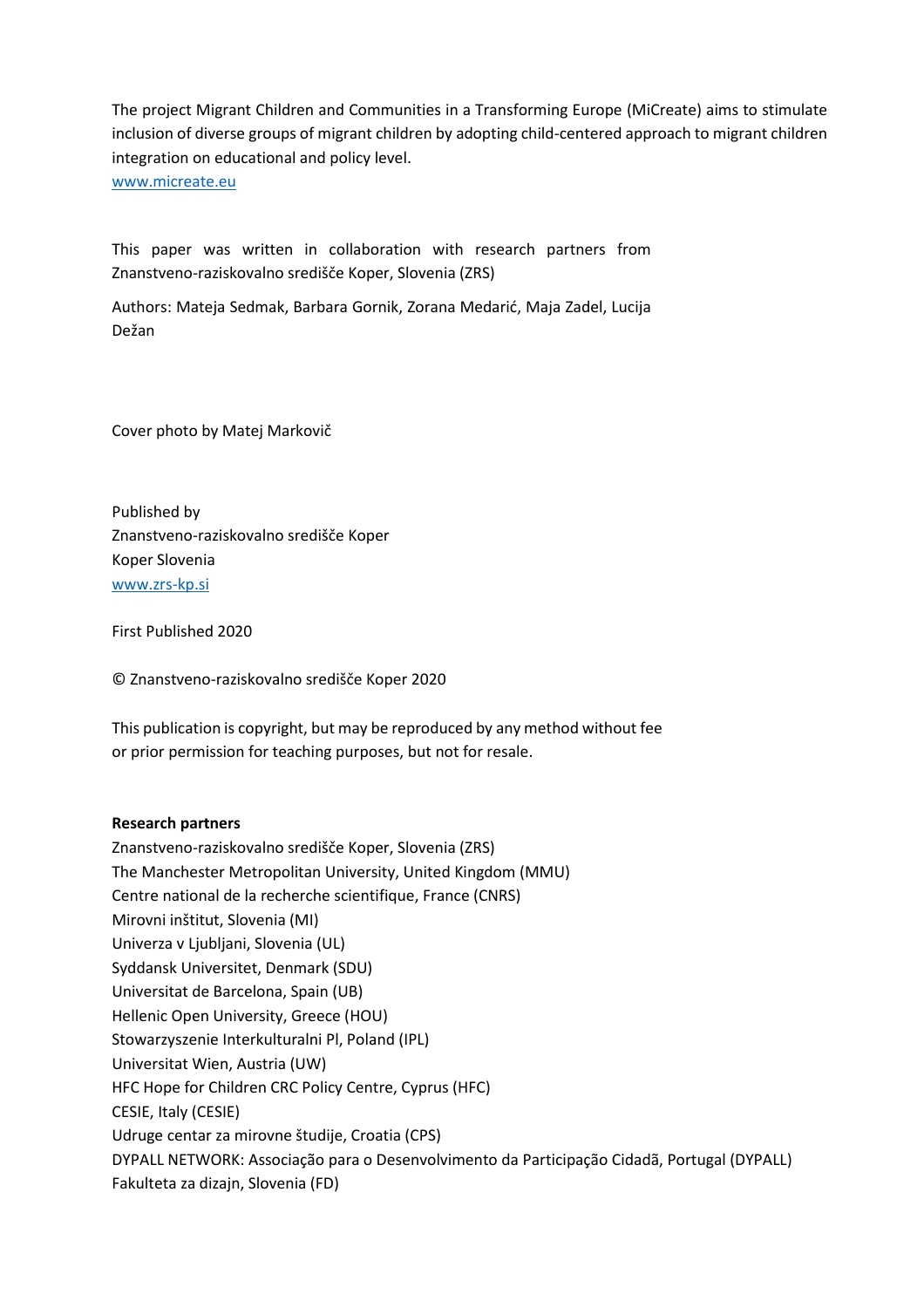The project Migrant Children and Communities in a Transforming Europe (MiCreate) aims to stimulate inclusion of diverse groups of migrant children by adopting child-centered approach to migrant children integration on educational and policy level.

www.micreate.eu

This paper was written in collaboration with research partners from Znanstveno-raziskovalno središče Koper, Slovenia (ZRS)

Authors: Mateja Sedmak, Barbara Gornik, Zorana Medarić, Maja Zadel, Lucija Dežan

Cover photo by Matej Markovič

Published by
Znanstveno-raziskovalno središče Koper
Koper Slovenia
www.zrs-kp.si

First Published 2020

© Znanstveno-raziskovalno središče Koper 2020

This publication is copyright, but may be reproduced by any method without fee or prior permission for teaching purposes, but not for resale.

**Research partners**

Znanstveno-raziskovalno središče Koper, Slovenia (ZRS)
The Manchester Metropolitan University, United Kingdom (MMU)
Centre national de la recherche scientifique, France (CNRS)
Mirovni inštitut, Slovenia (MI)
Univerza v Ljubljani, Slovenia (UL)
Syddansk Universitet, Denmark (SDU)
Universitat de Barcelona, Spain (UB)
Hellenic Open University, Greece (HOU)
Stowarzyszenie Interkulturalni Pl, Poland (IPL)
Universitat Wien, Austria (UW)
HFC Hope for Children CRC Policy Centre, Cyprus (HFC)
CESIE, Italy (CESIE)
Udruge centar za mirovne študije, Croatia (CPS)
DYPALL NETWORK: Associação para o Desenvolvimento da Participação Cidadã, Portugal (DYPALL)
Fakulteta za dizajn, Slovenia (FD)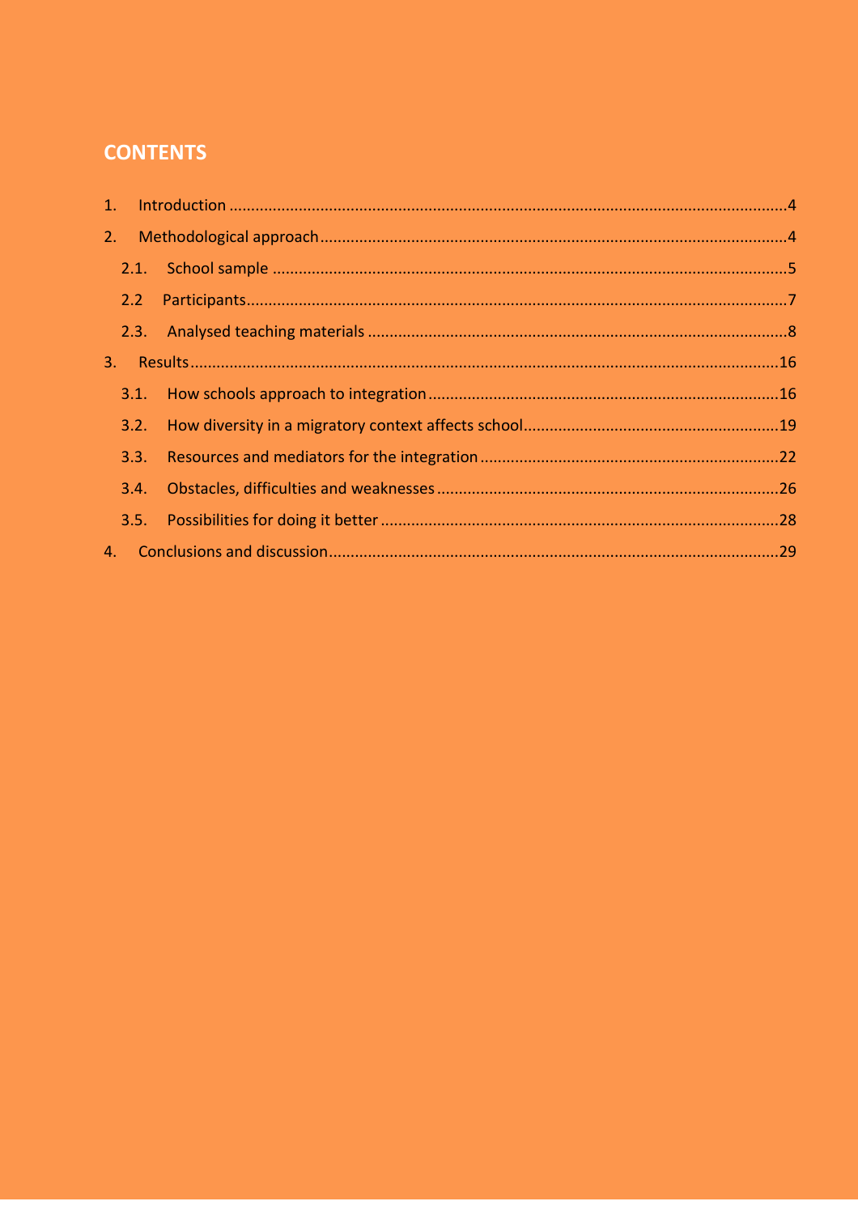## CONTENTS

1. Introduction .......................................................... 4
2. Methodological approach .......................................................... 4
   - 2.1. School sample .......................................................... 5
   - 2.2 Participants .......................................................... 7
   - 2.3. Analysed teaching materials .......................................................... 8
3. Results .......................................................... 16
   - 3.1. How schools approach to integration .......................................................... 16
   - 3.2. How diversity in a migratory context affects school .......................................................... 19
   - 3.3. Resources and mediators for the integration .......................................................... 22
   - 3.4. Obstacles, difficulties and weaknesses .......................................................... 26
   - 3.5. Possibilities for doing it better .......................................................... 28
4. Conclusions and discussion .......................................................... 29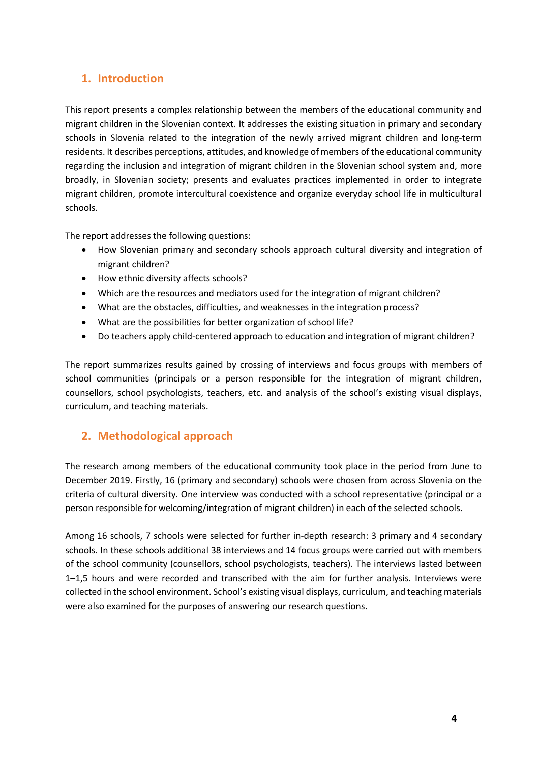## 1. Introduction

This report presents a complex relationship between the members of the educational community and migrant children in the Slovenian context. It addresses the existing situation in primary and secondary schools in Slovenia related to the integration of the newly arrived migrant children and long-term residents. It describes perceptions, attitudes, and knowledge of members of the educational community regarding the inclusion and integration of migrant children in the Slovenian school system and, more broadly, in Slovenian society; presents and evaluates practices implemented in order to integrate migrant children, promote intercultural coexistence and organize everyday school life in multicultural schools.

The report addresses the following questions:

- How Slovenian primary and secondary schools approach cultural diversity and integration of migrant children?
- How ethnic diversity affects schools?
- Which are the resources and mediators used for the integration of migrant children?
- What are the obstacles, difficulties, and weaknesses in the integration process?
- What are the possibilities for better organization of school life?
- Do teachers apply child-centered approach to education and integration of migrant children?

The report summarizes results gained by crossing of interviews and focus groups with members of school communities (principals or a person responsible for the integration of migrant children, counsellors, school psychologists, teachers, etc. and analysis of the school's existing visual displays, curriculum, and teaching materials.

## 2. Methodological approach

The research among members of the educational community took place in the period from June to December 2019. Firstly, 16 (primary and secondary) schools were chosen from across Slovenia on the criteria of cultural diversity. One interview was conducted with a school representative (principal or a person responsible for welcoming/integration of migrant children) in each of the selected schools.

Among 16 schools, 7 schools were selected for further in-depth research: 3 primary and 4 secondary schools. In these schools additional 38 interviews and 14 focus groups were carried out with members of the school community (counsellors, school psychologists, teachers). The interviews lasted between 1–1,5 hours and were recorded and transcribed with the aim for further analysis. Interviews were collected in the school environment. School's existing visual displays, curriculum, and teaching materials were also examined for the purposes of answering our research questions.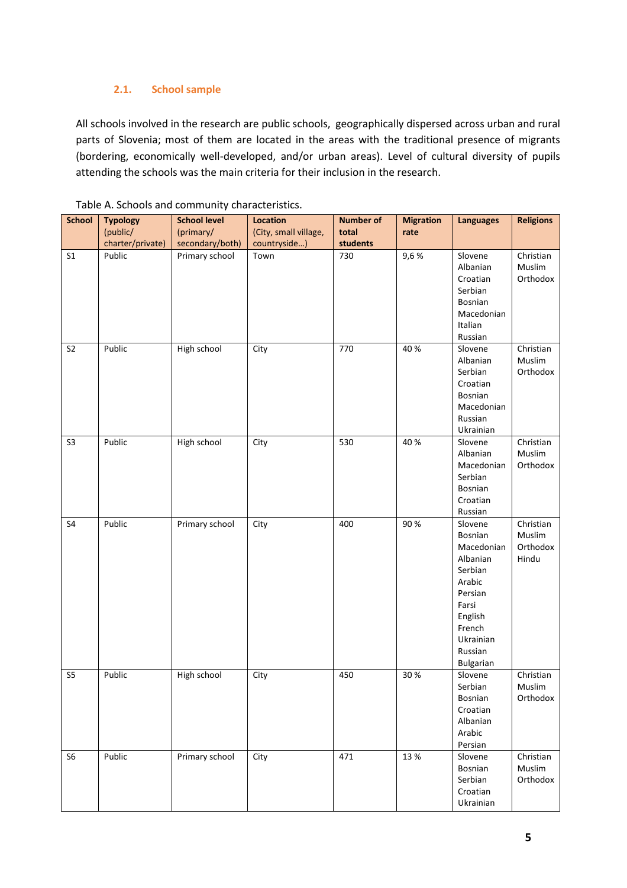## 2.1. School sample

All schools involved in the research are public schools, geographically dispersed across urban and rural parts of Slovenia; most of them are located in the areas with the traditional presence of migrants (bordering, economically well-developed, and/or urban areas). Level of cultural diversity of pupils attending the schools was the main criteria for their inclusion in the research.

Table A. Schools and community characteristics.

| **School** | **Typology** (public/ charter/private) | **School level** (primary/ secondary/both) | **Location** (City, small village, countryside…) | **Number of total students** | **Migration rate** | **Languages** | **Religions** |
|---|---|---|---|---|---|---|---|
| S1 | Public | Primary school | Town | 730 | 9,6 % | Slovene Albanian Croatian Serbian Bosnian Macedonian Italian Russian | Christian Muslim Orthodox |
| S2 | Public | High school | City | 770 | 40 % | Slovene Albanian Serbian Croatian Bosnian Macedonian Russian Ukrainian | Christian Muslim Orthodox |
| S3 | Public | High school | City | 530 | 40 % | Slovene Albanian Macedonian Serbian Bosnian Croatian Russian | Christian Muslim Orthodox |
| S4 | Public | Primary school | City | 400 | 90 % | Slovene Bosnian Macedonian Albanian Serbian Arabic Persian Farsi English French Ukrainian Russian Bulgarian | Christian Muslim Orthodox Hindu |
| S5 | Public | High school | City | 450 | 30 % | Slovene Serbian Bosnian Croatian Albanian Arabic Persian | Christian Muslim Orthodox |
| S6 | Public | Primary school | City | 471 | 13 % | Slovene Bosnian Serbian Croatian Ukrainian | Christian Muslim Orthodox |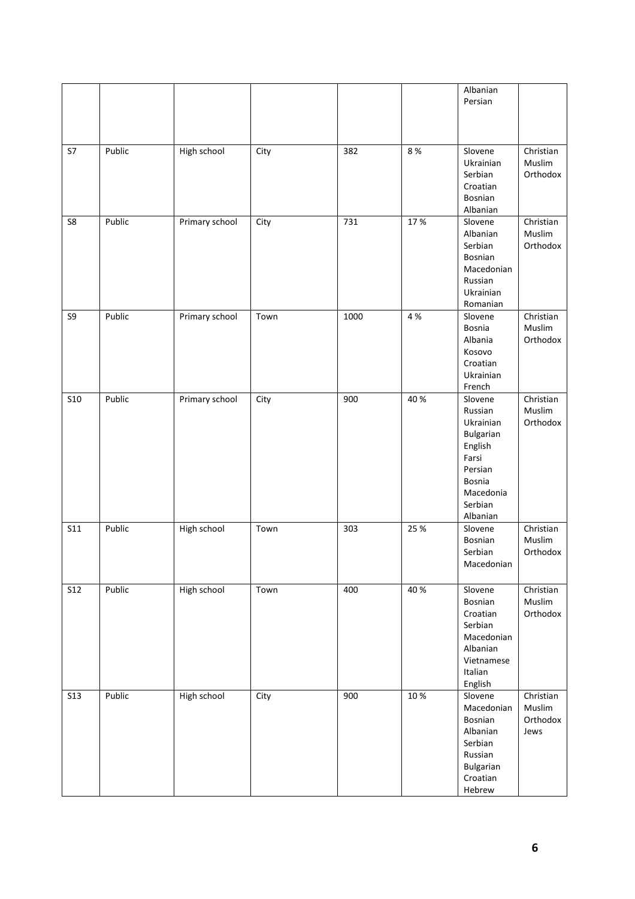|  |  |  |  |  |  | Albanian<br>Persian |  |
|---|---|---|---|---|---|---|---|
| S7 | Public | High school | City | 382 | 8 % | Slovene<br>Ukrainian<br>Serbian<br>Croatian<br>Bosnian<br>Albanian | Christian<br>Muslim<br>Orthodox |
| S8 | Public | Primary school | City | 731 | 17 % | Slovene<br>Albanian<br>Serbian<br>Bosnian<br>Macedonian<br>Russian<br>Ukrainian<br>Romanian | Christian<br>Muslim<br>Orthodox |
| S9 | Public | Primary school | Town | 1000 | 4 % | Slovene<br>Bosnia<br>Albania<br>Kosovo<br>Croatian<br>Ukrainian<br>French | Christian<br>Muslim<br>Orthodox |
| S10 | Public | Primary school | City | 900 | 40 % | Slovene<br>Russian<br>Ukrainian<br>Bulgarian<br>English<br>Farsi<br>Persian<br>Bosnia<br>Macedonia<br>Serbian<br>Albanian | Christian<br>Muslim<br>Orthodox |
| S11 | Public | High school | Town | 303 | 25 % | Slovene<br>Bosnian<br>Serbian<br>Macedonian | Christian<br>Muslim<br>Orthodox |
| S12 | Public | High school | Town | 400 | 40 % | Slovene<br>Bosnian<br>Croatian<br>Serbian<br>Macedonian<br>Albanian<br>Vietnamese<br>Italian<br>English | Christian<br>Muslim<br>Orthodox |
| S13 | Public | High school | City | 900 | 10 % | Slovene<br>Macedonian<br>Bosnian<br>Albanian<br>Serbian<br>Russian<br>Bulgarian<br>Croatian<br>Hebrew | Christian<br>Muslim<br>Orthodox<br>Jews |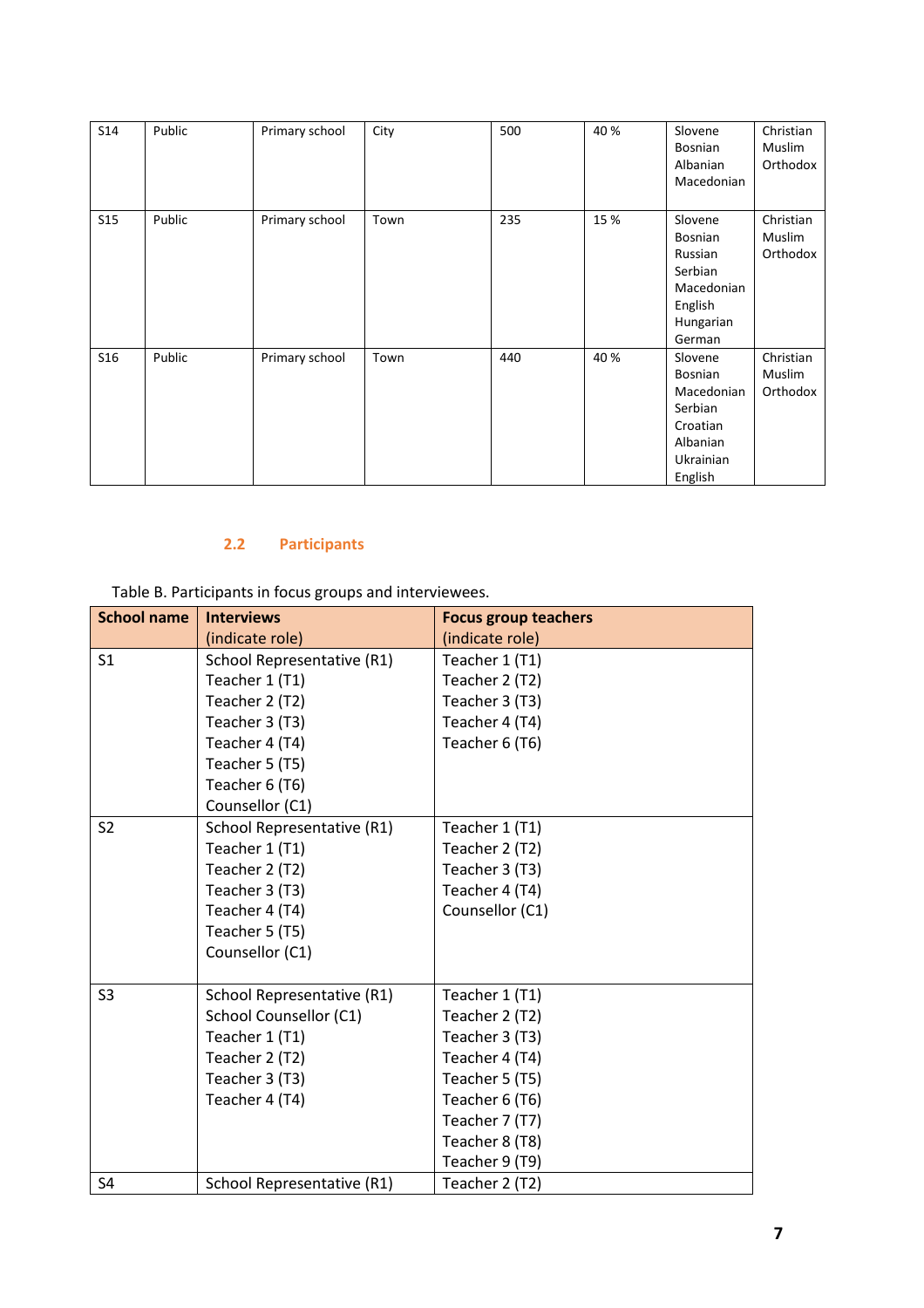| S14 | Public | Primary school | City | 500 | 40 % | Slovene<br>Bosnian<br>Albanian<br>Macedonian | Christian<br>Muslim<br>Orthodox |
|---|---|---|---|---|---|---|---|
| S15 | Public | Primary school | Town | 235 | 15 % | Slovene<br>Bosnian<br>Russian<br>Serbian<br>Macedonian<br>English<br>Hungarian<br>German | Christian<br>Muslim<br>Orthodox |
| S16 | Public | Primary school | Town | 440 | 40 % | Slovene<br>Bosnian<br>Macedonian<br>Serbian<br>Croatian<br>Albanian<br>Ukrainian<br>English | Christian<br>Muslim<br>Orthodox |

## 2.2 Participants

Table B. Participants in focus groups and interviewees.

| School name | Interviews (indicate role) | Focus group teachers (indicate role) |
|---|---|---|
| S1 | School Representative (R1)<br>Teacher 1 (T1)<br>Teacher 2 (T2)<br>Teacher 3 (T3)<br>Teacher 4 (T4)<br>Teacher 5 (T5)<br>Teacher 6 (T6)<br>Counsellor (C1) | Teacher 1 (T1)<br>Teacher 2 (T2)<br>Teacher 3 (T3)<br>Teacher 4 (T4)<br>Teacher 6 (T6) |
| S2 | School Representative (R1)<br>Teacher 1 (T1)<br>Teacher 2 (T2)<br>Teacher 3 (T3)<br>Teacher 4 (T4)<br>Teacher 5 (T5)<br>Counsellor (C1) | Teacher 1 (T1)<br>Teacher 2 (T2)<br>Teacher 3 (T3)<br>Teacher 4 (T4)<br>Counsellor (C1) |
| S3 | School Representative (R1)<br>School Counsellor (C1)<br>Teacher 1 (T1)<br>Teacher 2 (T2)<br>Teacher 3 (T3)<br>Teacher 4 (T4) | Teacher 1 (T1)<br>Teacher 2 (T2)<br>Teacher 3 (T3)<br>Teacher 4 (T4)<br>Teacher 5 (T5)<br>Teacher 6 (T6)<br>Teacher 7 (T7)<br>Teacher 8 (T8)<br>Teacher 9 (T9) |
| S4 | School Representative (R1) | Teacher 2 (T2) |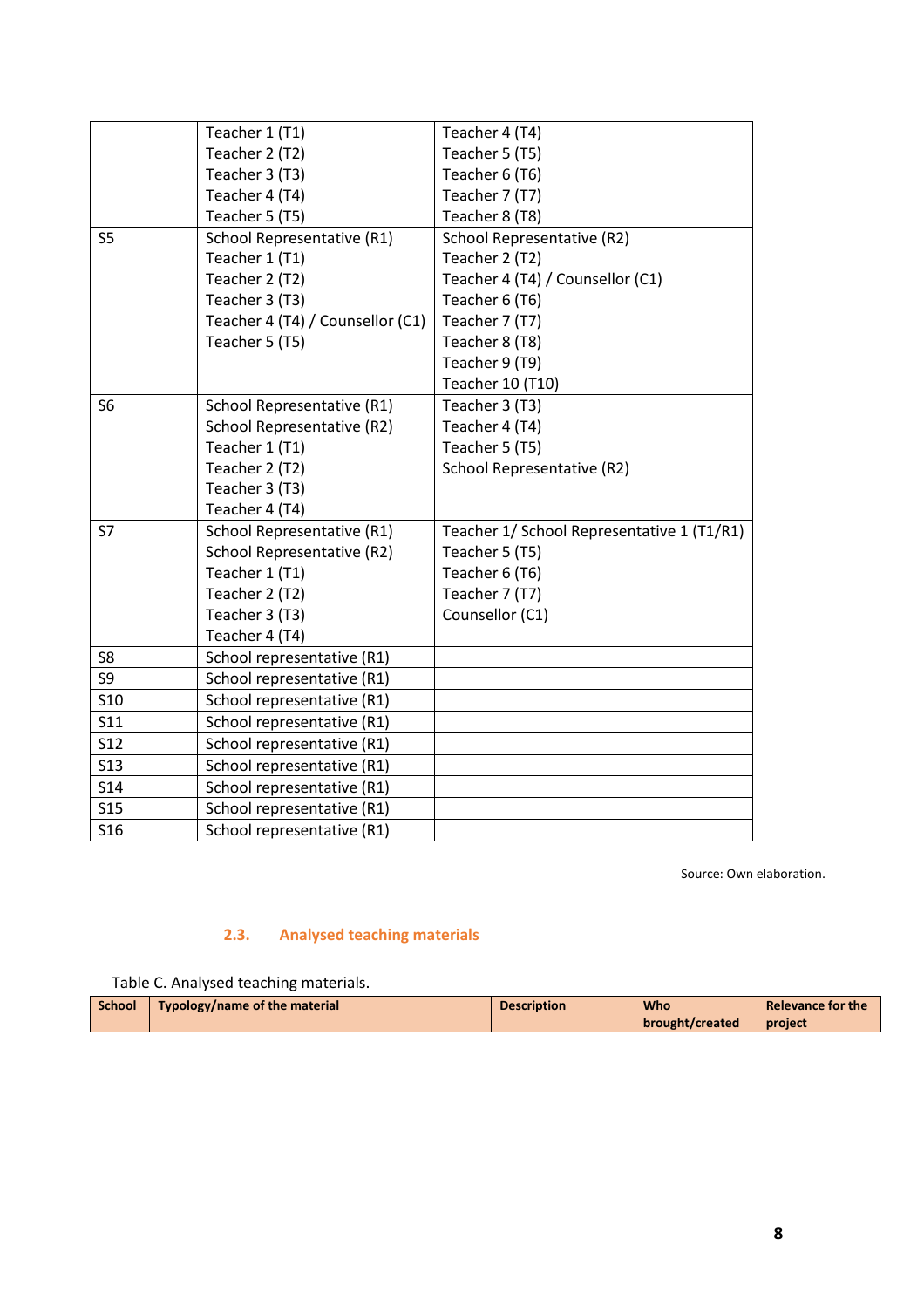| | | |
|---|---|---|
| | Teacher 1 (T1)<br>Teacher 2 (T2)<br>Teacher 3 (T3)<br>Teacher 4 (T4)<br>Teacher 5 (T5) | Teacher 4 (T4)<br>Teacher 5 (T5)<br>Teacher 6 (T6)<br>Teacher 7 (T7)<br>Teacher 8 (T8) |
| S5 | School Representative (R1)<br>Teacher 1 (T1)<br>Teacher 2 (T2)<br>Teacher 3 (T3)<br>Teacher 4 (T4) / Counsellor (C1)<br>Teacher 5 (T5) | School Representative (R2)<br>Teacher 2 (T2)<br>Teacher 4 (T4) / Counsellor (C1)<br>Teacher 6 (T6)<br>Teacher 7 (T7)<br>Teacher 8 (T8)<br>Teacher 9 (T9)<br>Teacher 10 (T10) |
| S6 | School Representative (R1)<br>School Representative (R2)<br>Teacher 1 (T1)<br>Teacher 2 (T2)<br>Teacher 3 (T3)<br>Teacher 4 (T4) | Teacher 3 (T3)<br>Teacher 4 (T4)<br>Teacher 5 (T5)<br>School Representative (R2) |
| S7 | School Representative (R1)<br>School Representative (R2)<br>Teacher 1 (T1)<br>Teacher 2 (T2)<br>Teacher 3 (T3)<br>Teacher 4 (T4) | Teacher 1/ School Representative 1 (T1/R1)<br>Teacher 5 (T5)<br>Teacher 6 (T6)<br>Teacher 7 (T7)<br>Counsellor (C1) |
| S8 | School representative (R1) | |
| S9 | School representative (R1) | |
| S10 | School representative (R1) | |
| S11 | School representative (R1) | |
| S12 | School representative (R1) | |
| S13 | School representative (R1) | |
| S14 | School representative (R1) | |
| S15 | School representative (R1) | |
| S16 | School representative (R1) | |

Source: Own elaboration.

### 2.3. Analysed teaching materials

Table C. Analysed teaching materials.

| School | Typology/name of the material | Description | Who brought/created | Relevance for the project |
|---|---|---|---|---|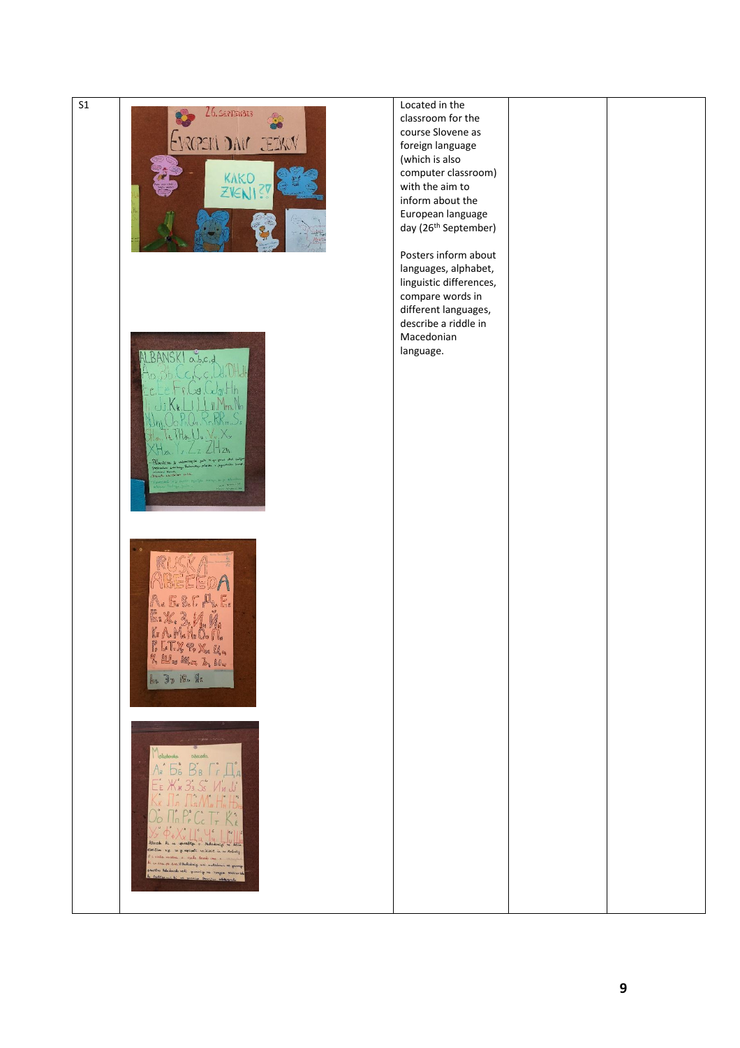| S1 | | Located in the classroom for the course Slovene as foreign language (which is also computer classroom) with the aim to inform about the European language day (26th September)<br><br>Posters inform about languages, alphabet, linguistic differences, compare words in different languages, describe a riddle in Macedonian language. | | |
|---|---|---|---|---|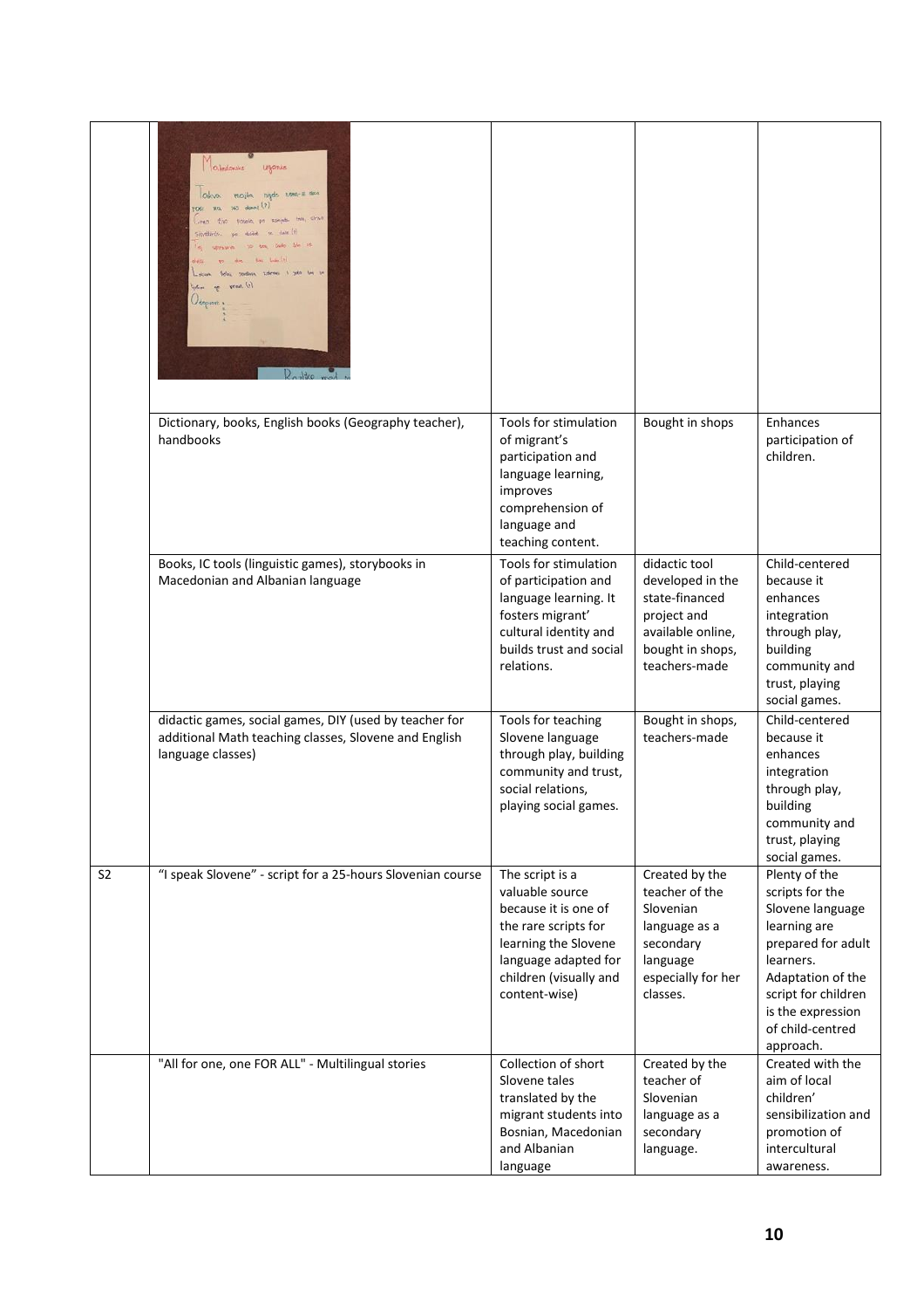| | | | | |
|---|---|---|---|---|
| | | | | |
| | Dictionary, books, English books (Geography teacher), handbooks | Tools for stimulation of migrant's participation and language learning, improves comprehension of language and teaching content. | Bought in shops | Enhances participation of children. |
| | Books, IC tools (linguistic games), storybooks in Macedonian and Albanian language | Tools for stimulation of participation and language learning. It fosters migrant' cultural identity and builds trust and social relations. | didactic tool developed in the state-financed project and available online, bought in shops, teachers-made | Child-centered because it enhances integration through play, building community and trust, playing social games. |
| | didactic games, social games, DIY (used by teacher for additional Math teaching classes, Slovene and English language classes) | Tools for teaching Slovene language through play, building community and trust, social relations, playing social games. | Bought in shops, teachers-made | Child-centered because it enhances integration through play, building community and trust, playing social games. |
| S2 | "I speak Slovene" - script for a 25-hours Slovenian course | The script is a valuable source because it is one of the rare scripts for learning the Slovene language adapted for children (visually and content-wise) | Created by the teacher of the Slovenian language as a secondary language especially for her classes. | Plenty of the scripts for the Slovene language learning are prepared for adult learners. Adaptation of the script for children is the expression of child-centred approach. |
| | "All for one, one FOR ALL" - Multilingual stories | Collection of short Slovene tales translated by the migrant students into Bosnian, Macedonian and Albanian language | Created by the teacher of Slovenian language as a secondary language. | Created with the aim of local children' sensibilization and promotion of intercultural awareness. |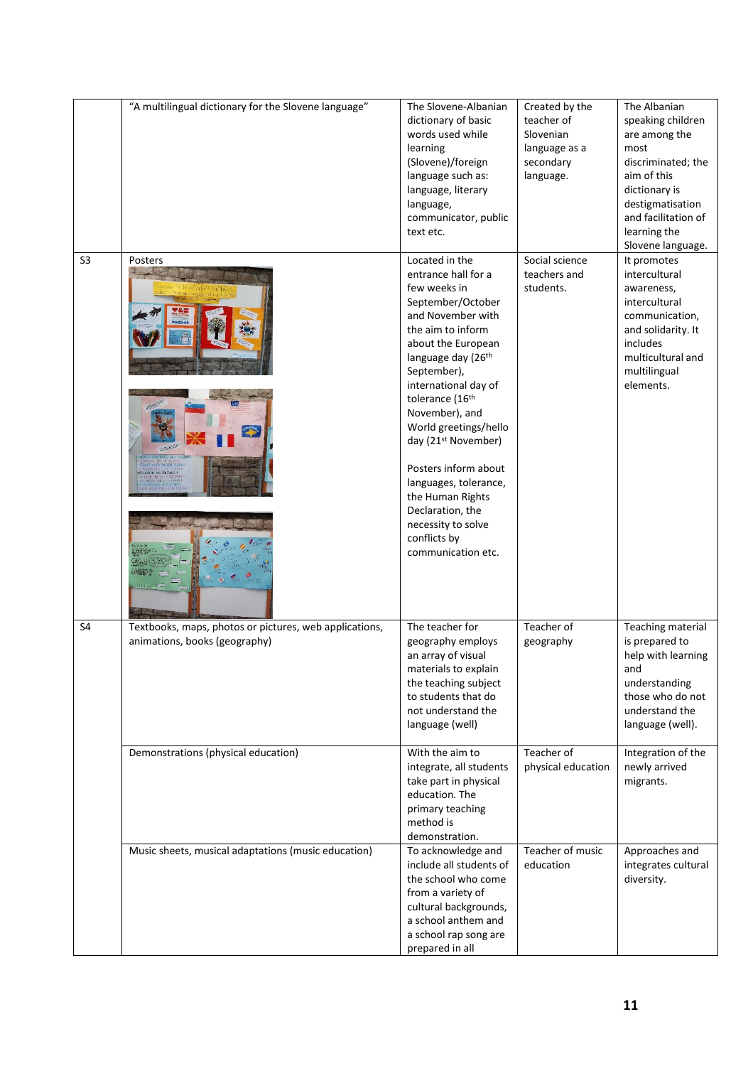|  | "A multilingual dictionary for the Slovene language" | The Slovene-Albanian dictionary of basic words used while learning (Slovene)/foreign language such as: language, literary language, communicator, public text etc. | Created by the teacher of Slovenian language as a secondary language. | The Albanian speaking children are among the most discriminated; the aim of this dictionary is destigmatisation and facilitation of learning the Slovene language. |
|---|---|---|---|---|
| S3 | Posters | Located in the entrance hall for a few weeks in September/October and November with the aim to inform about the European language day (26th September), international day of tolerance (16th November), and World greetings/hello day (21st November)<br><br>Posters inform about languages, tolerance, the Human Rights Declaration, the necessity to solve conflicts by communication etc. | Social science teachers and students. | It promotes intercultural awareness, intercultural communication, and solidarity. It includes multicultural and multilingual elements. |
| S4 | Textbooks, maps, photos or pictures, web applications, animations, books (geography) | The teacher for geography employs an array of visual materials to explain the teaching subject to students that do not understand the language (well) | Teacher of geography | Teaching material is prepared to help with learning and understanding those who do not understand the language (well). |
|  | Demonstrations (physical education) | With the aim to integrate, all students take part in physical education. The primary teaching method is demonstration. | Teacher of physical education | Integration of the newly arrived migrants. |
|  | Music sheets, musical adaptations (music education) | To acknowledge and include all students of the school who come from a variety of cultural backgrounds, a school anthem and a school rap song are prepared in all | Teacher of music education | Approaches and integrates cultural diversity. |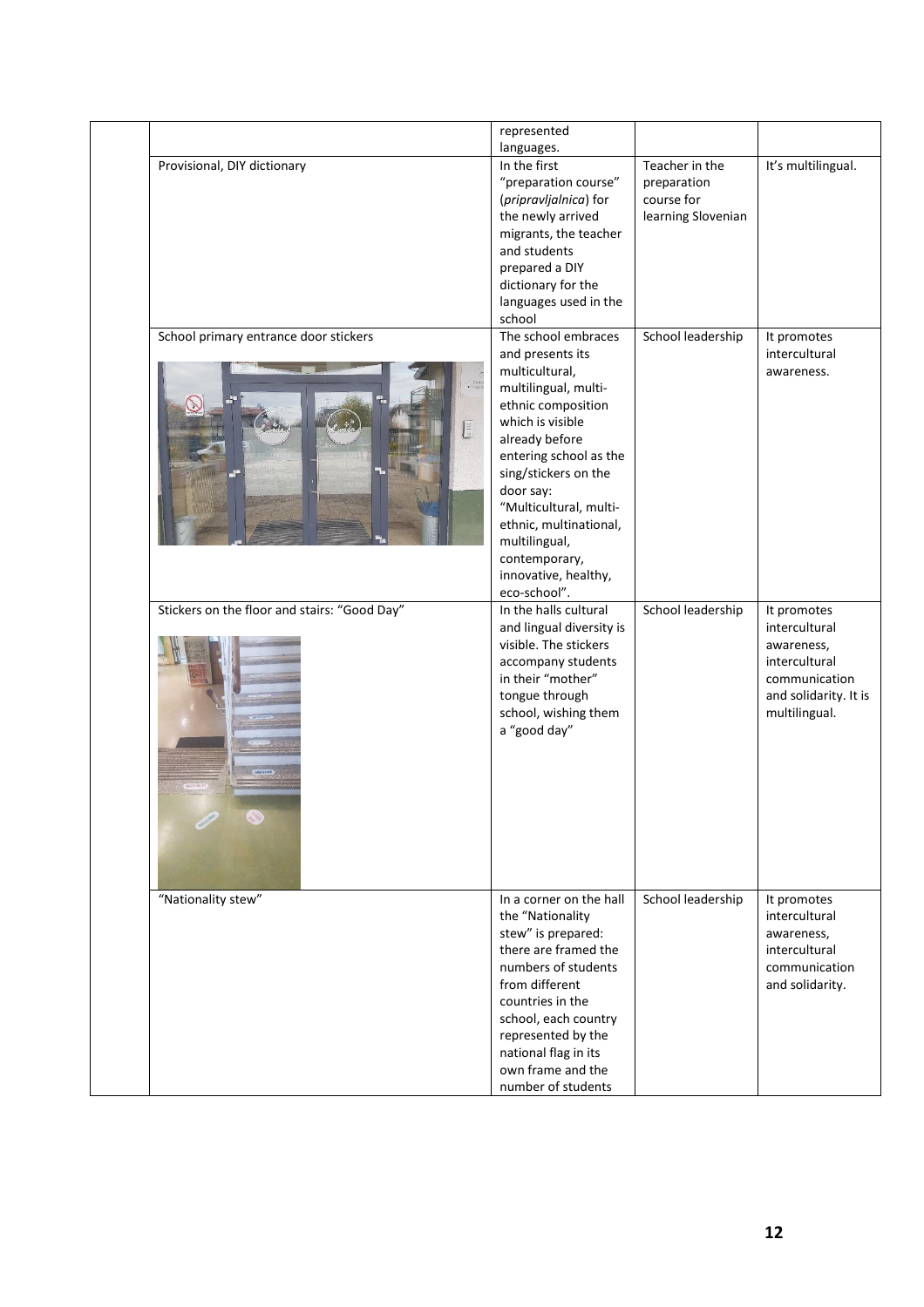|  |  |  |  |  |
|---|---|---|---|---|
|  |  | represented languages. |  |  |
|  | Provisional, DIY dictionary | In the first "preparation course" (*pripravljalnica*) for the newly arrived migrants, the teacher and students prepared a DIY dictionary for the languages used in the school | Teacher in the preparation course for learning Slovenian | It's multilingual. |
|  | School primary entrance door stickers | The school embraces and presents its multicultural, multilingual, multi-ethnic composition which is visible already before entering school as the sing/stickers on the door say: "Multicultural, multi-ethnic, multinational, multilingual, contemporary, innovative, healthy, eco-school". | School leadership | It promotes intercultural awareness. |
|  | Stickers on the floor and stairs: "Good Day" | In the halls cultural and lingual diversity is visible. The stickers accompany students in their "mother" tongue through school, wishing them a "good day" | School leadership | It promotes intercultural awareness, intercultural communication and solidarity. It is multilingual. |
|  | "Nationality stew" | In a corner on the hall the "Nationality stew" is prepared: there are framed the numbers of students from different countries in the school, each country represented by the national flag in its own frame and the number of students | School leadership | It promotes intercultural awareness, intercultural communication and solidarity. |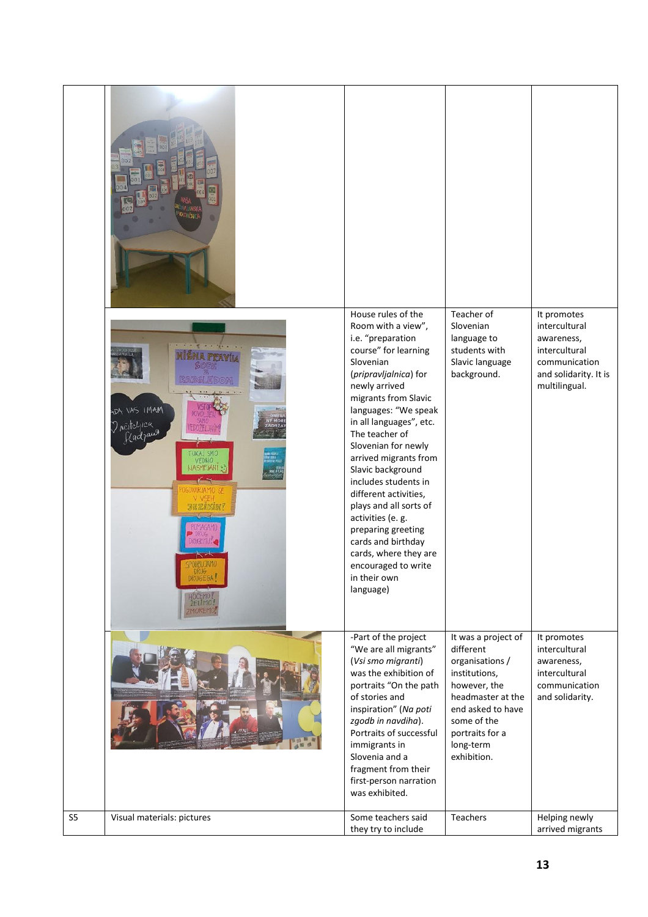|  |  |  |  |  |
| --- | --- | --- | --- | --- |
|  |  |  |  |  |
|  |  | House rules of the Room with a view", i.e. "preparation course" for learning Slovenian (*pripravljalnica*) for newly arrived migrants from Slavic languages: "We speak in all languages", etc. The teacher of Slovenian for newly arrived migrants from Slavic background includes students in different activities, plays and all sorts of activities (e. g. preparing greeting cards and birthday cards, where they are encouraged to write in their own language) | Teacher of Slovenian language to students with Slavic language background. | It promotes intercultural awareness, intercultural communication and solidarity. It is multilingual. |
|  |  | -Part of the project "We are all migrants" (*Vsi smo migranti*) was the exhibition of portraits "On the path of stories and inspiration" (*Na poti zgodb in navdiha*). Portraits of successful immigrants in Slovenia and a fragment from their first-person narration was exhibited. | It was a project of different organisations / institutions, however, the headmaster at the end asked to have some of the portraits for a long-term exhibition. | It promotes intercultural awareness, intercultural communication and solidarity. |
| S5 | Visual materials: pictures | Some teachers said they try to include | Teachers | Helping newly arrived migrants |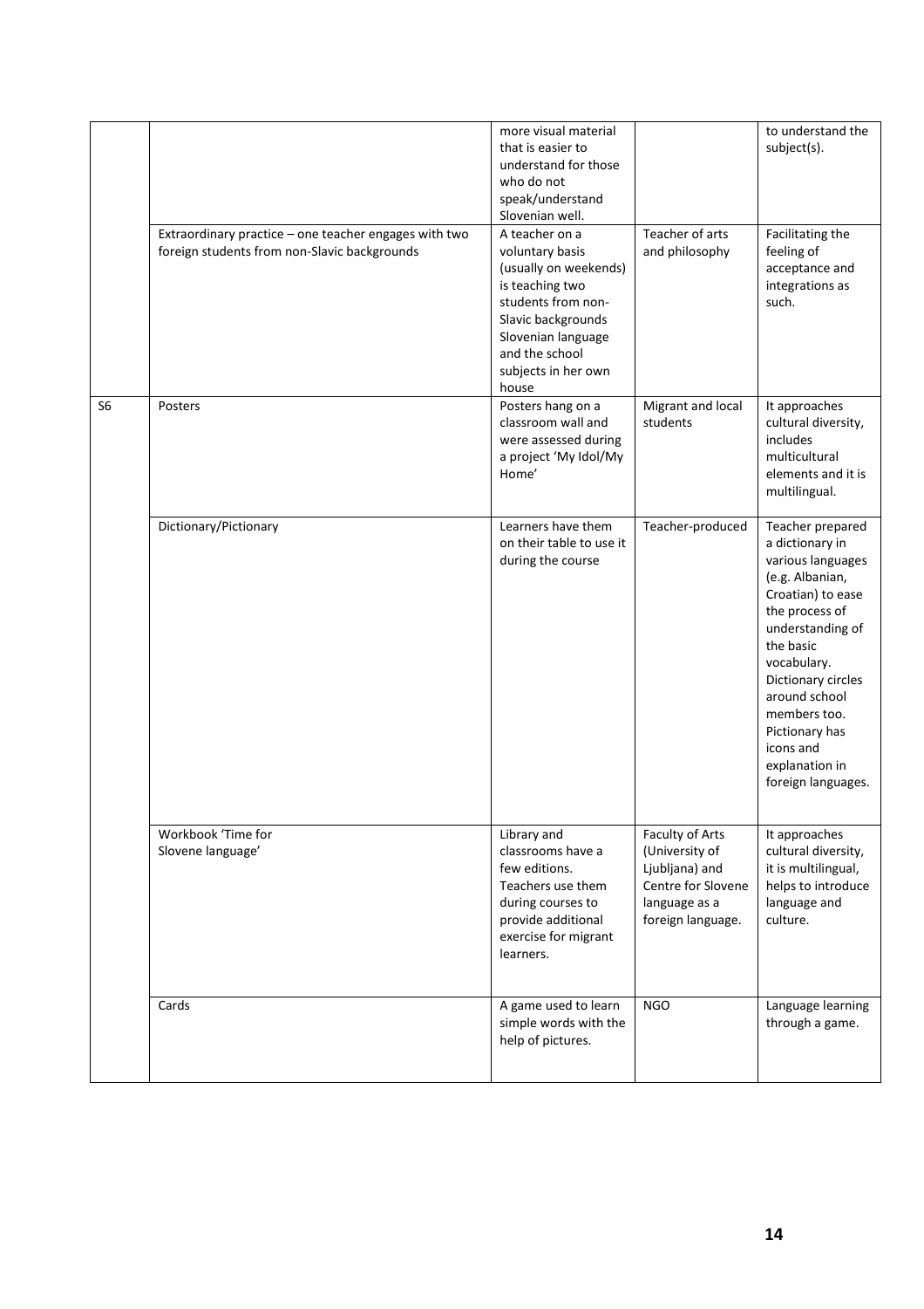| | | more visual material that is easier to understand for those who do not speak/understand Slovenian well. | | to understand the subject(s). |
|---|---|---|---|---|
| | Extraordinary practice – one teacher engages with two foreign students from non-Slavic backgrounds | A teacher on a voluntary basis (usually on weekends) is teaching two students from non-Slavic backgrounds Slovenian language and the school subjects in her own house | Teacher of arts and philosophy | Facilitating the feeling of acceptance and integrations as such. |
| S6 | Posters | Posters hang on a classroom wall and were assessed during a project 'My Idol/My Home' | Migrant and local students | It approaches cultural diversity, includes multicultural elements and it is multilingual. |
| | Dictionary/Pictionary | Learners have them on their table to use it during the course | Teacher-produced | Teacher prepared a dictionary in various languages (e.g. Albanian, Croatian) to ease the process of understanding of the basic vocabulary. Dictionary circles around school members too. Pictionary has icons and explanation in foreign languages. |
| | Workbook 'Time for Slovene language' | Library and classrooms have a few editions. Teachers use them during courses to provide additional exercise for migrant learners. | Faculty of Arts (University of Ljubljana) and Centre for Slovene language as a foreign language. | It approaches cultural diversity, it is multilingual, helps to introduce language and culture. |
| | Cards | A game used to learn simple words with the help of pictures. | NGO | Language learning through a game. |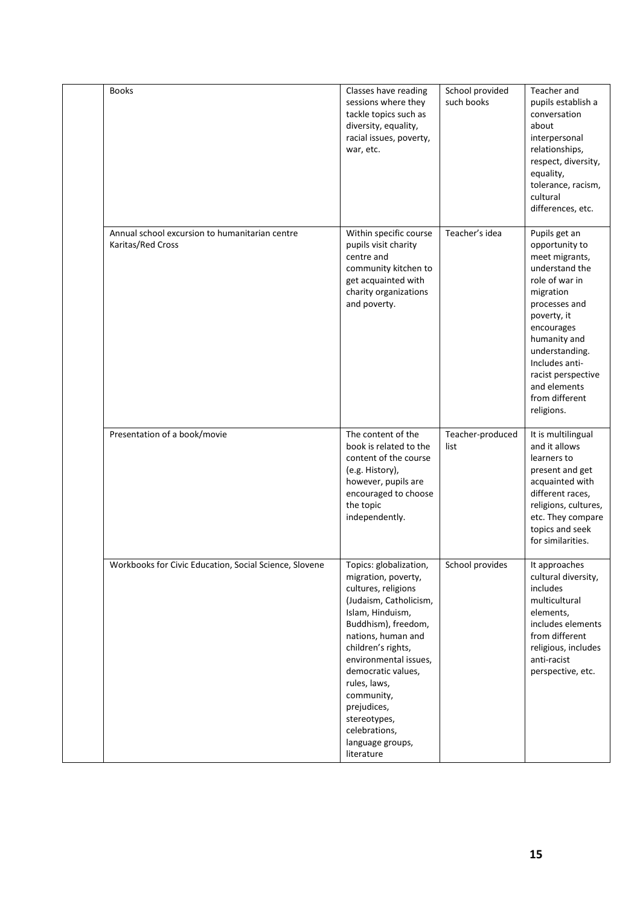| | | | | |
|---|---|---|---|---|
| | Books | Classes have reading sessions where they tackle topics such as diversity, equality, racial issues, poverty, war, etc. | School provided such books | Teacher and pupils establish a conversation about interpersonal relationships, respect, diversity, equality, tolerance, racism, cultural differences, etc. |
| | Annual school excursion to humanitarian centre Karitas/Red Cross | Within specific course pupils visit charity centre and community kitchen to get acquainted with charity organizations and poverty. | Teacher's idea | Pupils get an opportunity to meet migrants, understand the role of war in migration processes and poverty, it encourages humanity and understanding. Includes anti-racist perspective and elements from different religions. |
| | Presentation of a book/movie | The content of the book is related to the content of the course (e.g. History), however, pupils are encouraged to choose the topic independently. | Teacher-produced list | It is multilingual and it allows learners to present and get acquainted with different races, religions, cultures, etc. They compare topics and seek for similarities. |
| | Workbooks for Civic Education, Social Science, Slovene | Topics: globalization, migration, poverty, cultures, religions (Judaism, Catholicism, Islam, Hinduism, Buddhism), freedom, nations, human and children's rights, environmental issues, democratic values, rules, laws, community, prejudices, stereotypes, celebrations, language groups, literature | School provides | It approaches cultural diversity, includes multicultural elements, includes elements from different religious, includes anti-racist perspective, etc. |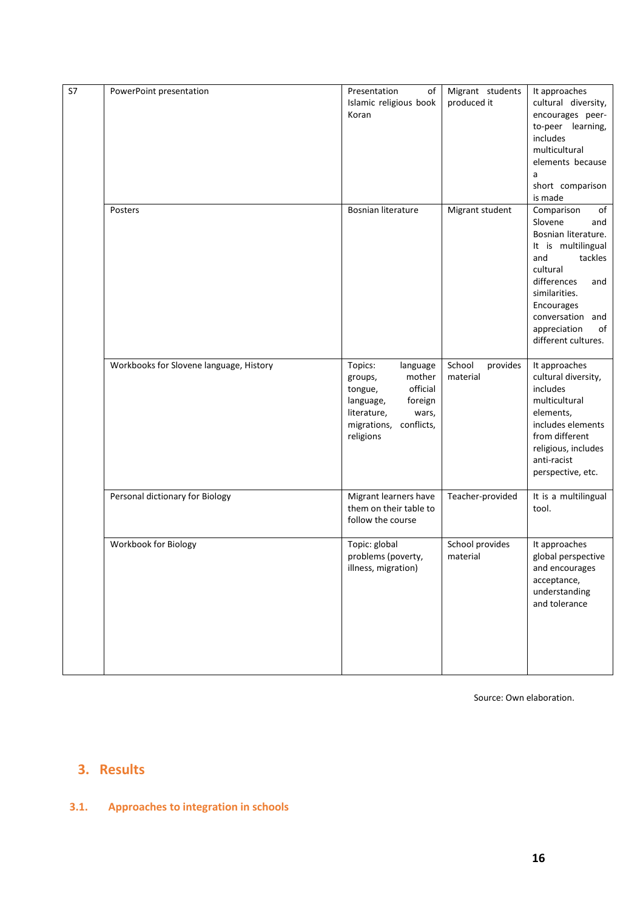| | | | | |
|---|---|---|---|---|
| S7 | PowerPoint presentation | Presentation of Islamic religious book Koran | Migrant students produced it | It approaches cultural diversity, encourages peer-to-peer learning, includes multicultural elements because a short comparison is made |
| | Posters | Bosnian literature | Migrant student | Comparison of Slovene and Bosnian literature. It is multilingual and tackles cultural differences and similarities. Encourages conversation and appreciation of different cultures. |
| | Workbooks for Slovene language, History | Topics: language groups, mother tongue, official language, foreign literature, wars, migrations, conflicts, religions | School provides material | It approaches cultural diversity, includes multicultural elements, includes elements from different religious, includes anti-racist perspective, etc. |
| | Personal dictionary for Biology | Migrant learners have them on their table to follow the course | Teacher-provided | It is a multilingual tool. |
| | Workbook for Biology | Topic: global problems (poverty, illness, migration) | School provides material | It approaches global perspective and encourages acceptance, understanding and tolerance |

Source: Own elaboration.

## 3. Results

### 3.1. Approaches to integration in schools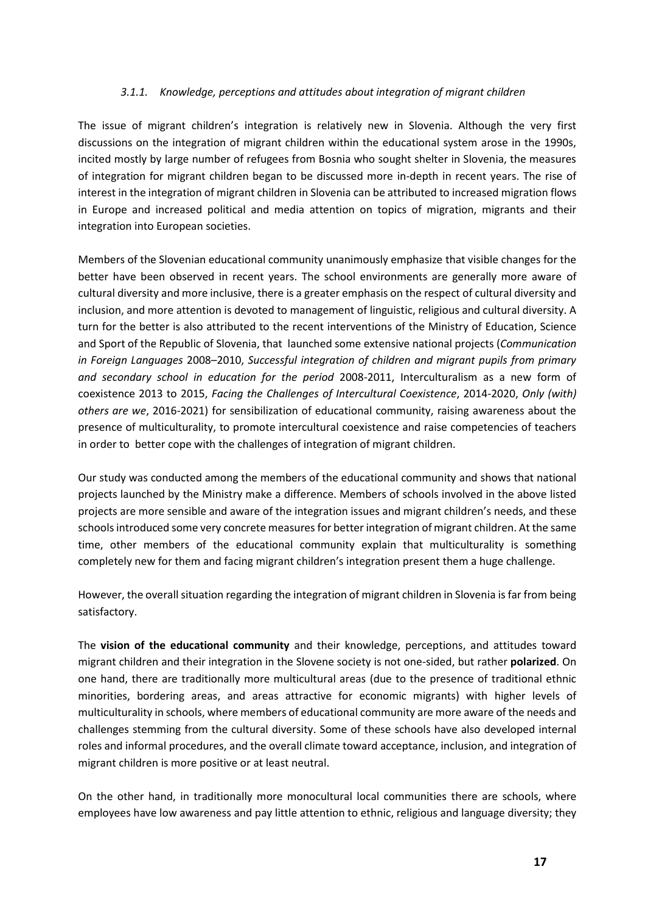#### *3.1.1. Knowledge, perceptions and attitudes about integration of migrant children*

The issue of migrant children's integration is relatively new in Slovenia. Although the very first discussions on the integration of migrant children within the educational system arose in the 1990s, incited mostly by large number of refugees from Bosnia who sought shelter in Slovenia, the measures of integration for migrant children began to be discussed more in-depth in recent years. The rise of interest in the integration of migrant children in Slovenia can be attributed to increased migration flows in Europe and increased political and media attention on topics of migration, migrants and their integration into European societies.

Members of the Slovenian educational community unanimously emphasize that visible changes for the better have been observed in recent years. The school environments are generally more aware of cultural diversity and more inclusive, there is a greater emphasis on the respect of cultural diversity and inclusion, and more attention is devoted to management of linguistic, religious and cultural diversity. A turn for the better is also attributed to the recent interventions of the Ministry of Education, Science and Sport of the Republic of Slovenia, that launched some extensive national projects (*Communication in Foreign Languages* 2008–2010, *Successful integration of children and migrant pupils from primary and secondary school in education for the period* 2008-2011, Interculturalism as a new form of coexistence 2013 to 2015, *Facing the Challenges of Intercultural Coexistence*, 2014-2020, *Only (with) others are we*, 2016-2021) for sensibilization of educational community, raising awareness about the presence of multiculturality, to promote intercultural coexistence and raise competencies of teachers in order to better cope with the challenges of integration of migrant children.

Our study was conducted among the members of the educational community and shows that national projects launched by the Ministry make a difference. Members of schools involved in the above listed projects are more sensible and aware of the integration issues and migrant children's needs, and these schools introduced some very concrete measures for better integration of migrant children. At the same time, other members of the educational community explain that multiculturality is something completely new for them and facing migrant children's integration present them a huge challenge.

However, the overall situation regarding the integration of migrant children in Slovenia is far from being satisfactory.

The **vision of the educational community** and their knowledge, perceptions, and attitudes toward migrant children and their integration in the Slovene society is not one-sided, but rather **polarized**. On one hand, there are traditionally more multicultural areas (due to the presence of traditional ethnic minorities, bordering areas, and areas attractive for economic migrants) with higher levels of multiculturality in schools, where members of educational community are more aware of the needs and challenges stemming from the cultural diversity. Some of these schools have also developed internal roles and informal procedures, and the overall climate toward acceptance, inclusion, and integration of migrant children is more positive or at least neutral.

On the other hand, in traditionally more monocultural local communities there are schools, where employees have low awareness and pay little attention to ethnic, religious and language diversity; they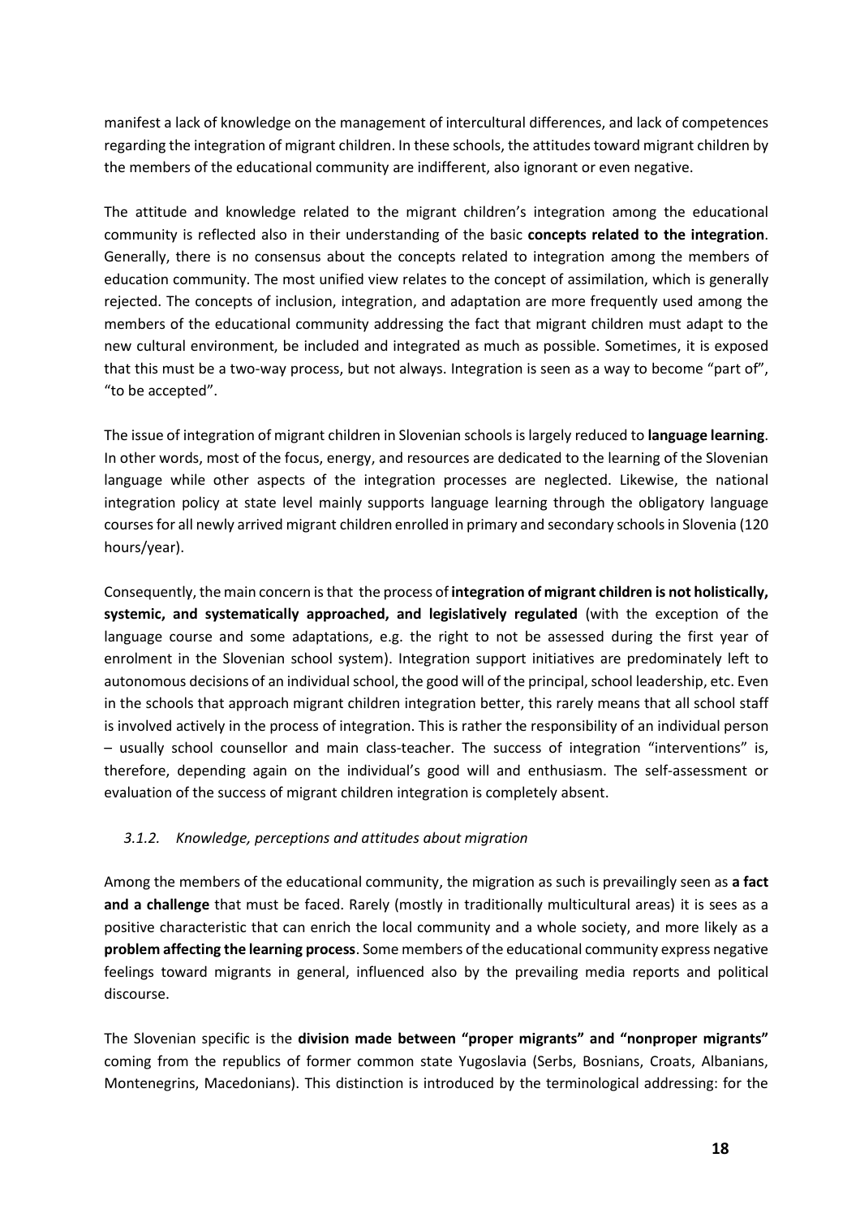manifest a lack of knowledge on the management of intercultural differences, and lack of competences regarding the integration of migrant children. In these schools, the attitudes toward migrant children by the members of the educational community are indifferent, also ignorant or even negative.

The attitude and knowledge related to the migrant children's integration among the educational community is reflected also in their understanding of the basic **concepts related to the integration**. Generally, there is no consensus about the concepts related to integration among the members of education community. The most unified view relates to the concept of assimilation, which is generally rejected. The concepts of inclusion, integration, and adaptation are more frequently used among the members of the educational community addressing the fact that migrant children must adapt to the new cultural environment, be included and integrated as much as possible. Sometimes, it is exposed that this must be a two-way process, but not always. Integration is seen as a way to become "part of", "to be accepted".

The issue of integration of migrant children in Slovenian schools is largely reduced to **language learning**. In other words, most of the focus, energy, and resources are dedicated to the learning of the Slovenian language while other aspects of the integration processes are neglected. Likewise, the national integration policy at state level mainly supports language learning through the obligatory language courses for all newly arrived migrant children enrolled in primary and secondary schools in Slovenia (120 hours/year).

Consequently, the main concern is that the process of **integration of migrant children is not holistically, systemic, and systematically approached, and legislatively regulated** (with the exception of the language course and some adaptations, e.g. the right to not be assessed during the first year of enrolment in the Slovenian school system). Integration support initiatives are predominately left to autonomous decisions of an individual school, the good will of the principal, school leadership, etc. Even in the schools that approach migrant children integration better, this rarely means that all school staff is involved actively in the process of integration. This is rather the responsibility of an individual person – usually school counsellor and main class-teacher. The success of integration "interventions" is, therefore, depending again on the individual's good will and enthusiasm. The self-assessment or evaluation of the success of migrant children integration is completely absent.

### *3.1.2. Knowledge, perceptions and attitudes about migration*

Among the members of the educational community, the migration as such is prevailingly seen as **a fact and a challenge** that must be faced. Rarely (mostly in traditionally multicultural areas) it is sees as a positive characteristic that can enrich the local community and a whole society, and more likely as a **problem affecting the learning process**. Some members of the educational community express negative feelings toward migrants in general, influenced also by the prevailing media reports and political discourse.

The Slovenian specific is the **division made between "proper migrants" and "nonproper migrants"** coming from the republics of former common state Yugoslavia (Serbs, Bosnians, Croats, Albanians, Montenegrins, Macedonians). This distinction is introduced by the terminological addressing: for the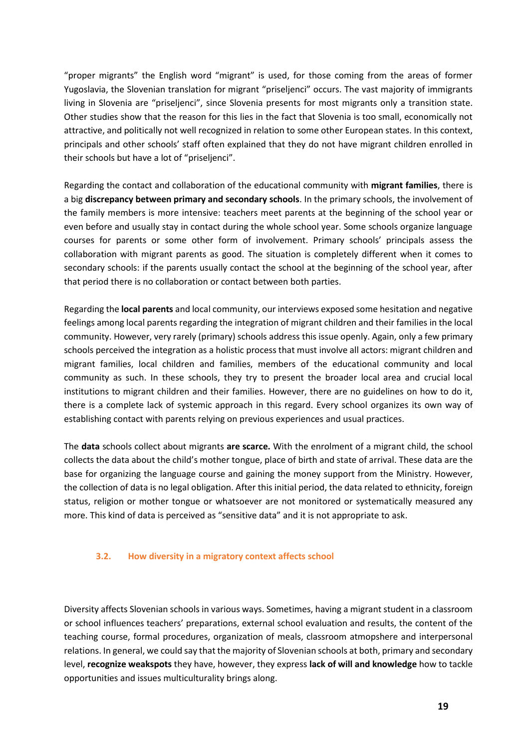"proper migrants" the English word "migrant" is used, for those coming from the areas of former Yugoslavia, the Slovenian translation for migrant "priseljenci" occurs. The vast majority of immigrants living in Slovenia are "priseljenci", since Slovenia presents for most migrants only a transition state. Other studies show that the reason for this lies in the fact that Slovenia is too small, economically not attractive, and politically not well recognized in relation to some other European states. In this context, principals and other schools' staff often explained that they do not have migrant children enrolled in their schools but have a lot of "priseljenci".

Regarding the contact and collaboration of the educational community with **migrant families**, there is a big **discrepancy between primary and secondary schools**. In the primary schools, the involvement of the family members is more intensive: teachers meet parents at the beginning of the school year or even before and usually stay in contact during the whole school year. Some schools organize language courses for parents or some other form of involvement. Primary schools' principals assess the collaboration with migrant parents as good. The situation is completely different when it comes to secondary schools: if the parents usually contact the school at the beginning of the school year, after that period there is no collaboration or contact between both parties.

Regarding the **local parents** and local community, our interviews exposed some hesitation and negative feelings among local parents regarding the integration of migrant children and their families in the local community. However, very rarely (primary) schools address this issue openly. Again, only a few primary schools perceived the integration as a holistic process that must involve all actors: migrant children and migrant families, local children and families, members of the educational community and local community as such. In these schools, they try to present the broader local area and crucial local institutions to migrant children and their families. However, there are no guidelines on how to do it, there is a complete lack of systemic approach in this regard. Every school organizes its own way of establishing contact with parents relying on previous experiences and usual practices.

The **data** schools collect about migrants **are scarce.** With the enrolment of a migrant child, the school collects the data about the child's mother tongue, place of birth and state of arrival. These data are the base for organizing the language course and gaining the money support from the Ministry. However, the collection of data is no legal obligation. After this initial period, the data related to ethnicity, foreign status, religion or mother tongue or whatsoever are not monitored or systematically measured any more. This kind of data is perceived as "sensitive data" and it is not appropriate to ask.

### 3.2. How diversity in a migratory context affects school

Diversity affects Slovenian schools in various ways. Sometimes, having a migrant student in a classroom or school influences teachers' preparations, external school evaluation and results, the content of the teaching course, formal procedures, organization of meals, classroom atmopshere and interpersonal relations. In general, we could say that the majority of Slovenian schools at both, primary and secondary level, **recognize weakspots** they have, however, they express **lack of will and knowledge** how to tackle opportunities and issues multiculturality brings along.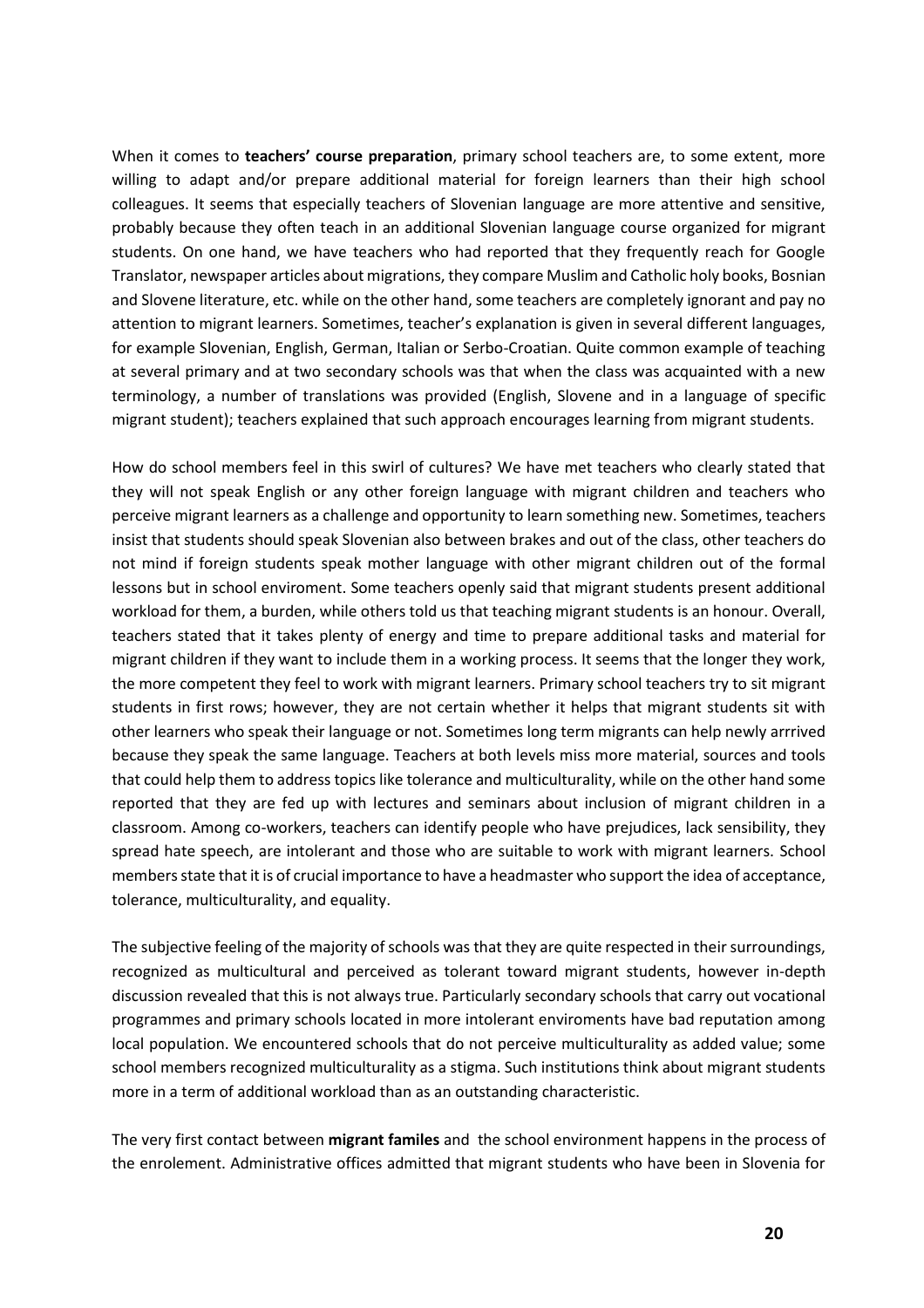When it comes to **teachers' course preparation**, primary school teachers are, to some extent, more willing to adapt and/or prepare additional material for foreign learners than their high school colleagues. It seems that especially teachers of Slovenian language are more attentive and sensitive, probably because they often teach in an additional Slovenian language course organized for migrant students. On one hand, we have teachers who had reported that they frequently reach for Google Translator, newspaper articles about migrations, they compare Muslim and Catholic holy books, Bosnian and Slovene literature, etc. while on the other hand, some teachers are completely ignorant and pay no attention to migrant learners. Sometimes, teacher's explanation is given in several different languages, for example Slovenian, English, German, Italian or Serbo-Croatian. Quite common example of teaching at several primary and at two secondary schools was that when the class was acquainted with a new terminology, a number of translations was provided (English, Slovene and in a language of specific migrant student); teachers explained that such approach encourages learning from migrant students.

How do school members feel in this swirl of cultures? We have met teachers who clearly stated that they will not speak English or any other foreign language with migrant children and teachers who perceive migrant learners as a challenge and opportunity to learn something new. Sometimes, teachers insist that students should speak Slovenian also between brakes and out of the class, other teachers do not mind if foreign students speak mother language with other migrant children out of the formal lessons but in school enviroment. Some teachers openly said that migrant students present additional workload for them, a burden, while others told us that teaching migrant students is an honour. Overall, teachers stated that it takes plenty of energy and time to prepare additional tasks and material for migrant children if they want to include them in a working process. It seems that the longer they work, the more competent they feel to work with migrant learners. Primary school teachers try to sit migrant students in first rows; however, they are not certain whether it helps that migrant students sit with other learners who speak their language or not. Sometimes long term migrants can help newly arrrived because they speak the same language. Teachers at both levels miss more material, sources and tools that could help them to address topics like tolerance and multiculturality, while on the other hand some reported that they are fed up with lectures and seminars about inclusion of migrant children in a classroom. Among co-workers, teachers can identify people who have prejudices, lack sensibility, they spread hate speech, are intolerant and those who are suitable to work with migrant learners. School members state that it is of crucial importance to have a headmaster who support the idea of acceptance, tolerance, multiculturality, and equality.

The subjective feeling of the majority of schools was that they are quite respected in their surroundings, recognized as multicultural and perceived as tolerant toward migrant students, however in-depth discussion revealed that this is not always true. Particularly secondary schools that carry out vocational programmes and primary schools located in more intolerant enviroments have bad reputation among local population. We encountered schools that do not perceive multiculturality as added value; some school members recognized multiculturality as a stigma. Such institutions think about migrant students more in a term of additional workload than as an outstanding characteristic.

The very first contact between **migrant familes** and the school environment happens in the process of the enrolement. Administrative offices admitted that migrant students who have been in Slovenia for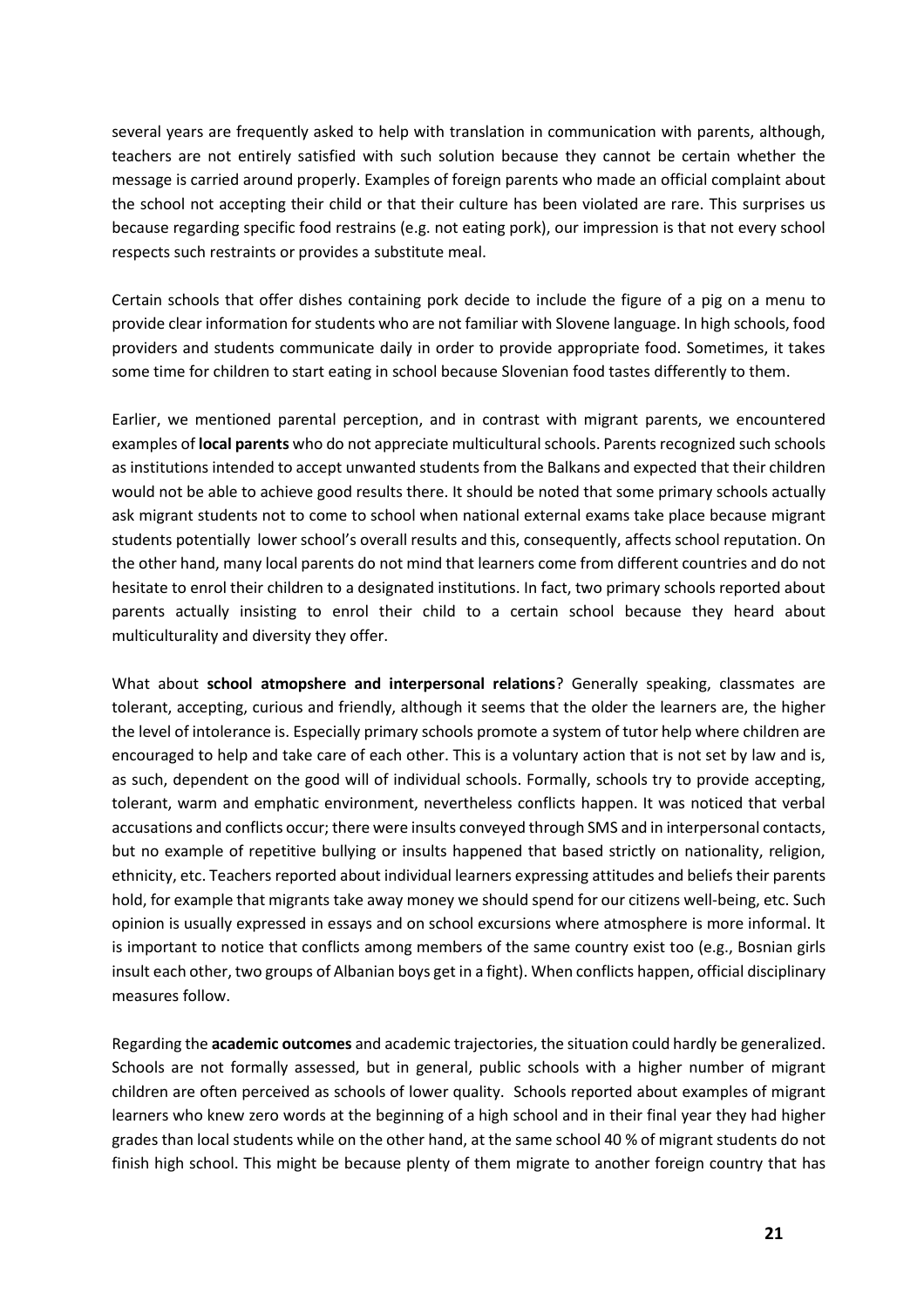several years are frequently asked to help with translation in communication with parents, although, teachers are not entirely satisfied with such solution because they cannot be certain whether the message is carried around properly. Examples of foreign parents who made an official complaint about the school not accepting their child or that their culture has been violated are rare. This surprises us because regarding specific food restrains (e.g. not eating pork), our impression is that not every school respects such restraints or provides a substitute meal.

Certain schools that offer dishes containing pork decide to include the figure of a pig on a menu to provide clear information for students who are not familiar with Slovene language. In high schools, food providers and students communicate daily in order to provide appropriate food. Sometimes, it takes some time for children to start eating in school because Slovenian food tastes differently to them.

Earlier, we mentioned parental perception, and in contrast with migrant parents, we encountered examples of **local parents** who do not appreciate multicultural schools. Parents recognized such schools as institutions intended to accept unwanted students from the Balkans and expected that their children would not be able to achieve good results there. It should be noted that some primary schools actually ask migrant students not to come to school when national external exams take place because migrant students potentially lower school's overall results and this, consequently, affects school reputation. On the other hand, many local parents do not mind that learners come from different countries and do not hesitate to enrol their children to a designated institutions. In fact, two primary schools reported about parents actually insisting to enrol their child to a certain school because they heard about multiculturality and diversity they offer.

What about **school atmopshere and interpersonal relations**? Generally speaking, classmates are tolerant, accepting, curious and friendly, although it seems that the older the learners are, the higher the level of intolerance is. Especially primary schools promote a system of tutor help where children are encouraged to help and take care of each other. This is a voluntary action that is not set by law and is, as such, dependent on the good will of individual schools. Formally, schools try to provide accepting, tolerant, warm and emphatic environment, nevertheless conflicts happen. It was noticed that verbal accusations and conflicts occur; there were insults conveyed through SMS and in interpersonal contacts, but no example of repetitive bullying or insults happened that based strictly on nationality, religion, ethnicity, etc. Teachers reported about individual learners expressing attitudes and beliefs their parents hold, for example that migrants take away money we should spend for our citizens well-being, etc. Such opinion is usually expressed in essays and on school excursions where atmosphere is more informal. It is important to notice that conflicts among members of the same country exist too (e.g., Bosnian girls insult each other, two groups of Albanian boys get in a fight). When conflicts happen, official disciplinary measures follow.

Regarding the **academic outcomes** and academic trajectories, the situation could hardly be generalized. Schools are not formally assessed, but in general, public schools with a higher number of migrant children are often perceived as schools of lower quality. Schools reported about examples of migrant learners who knew zero words at the beginning of a high school and in their final year they had higher grades than local students while on the other hand, at the same school 40 % of migrant students do not finish high school. This might be because plenty of them migrate to another foreign country that has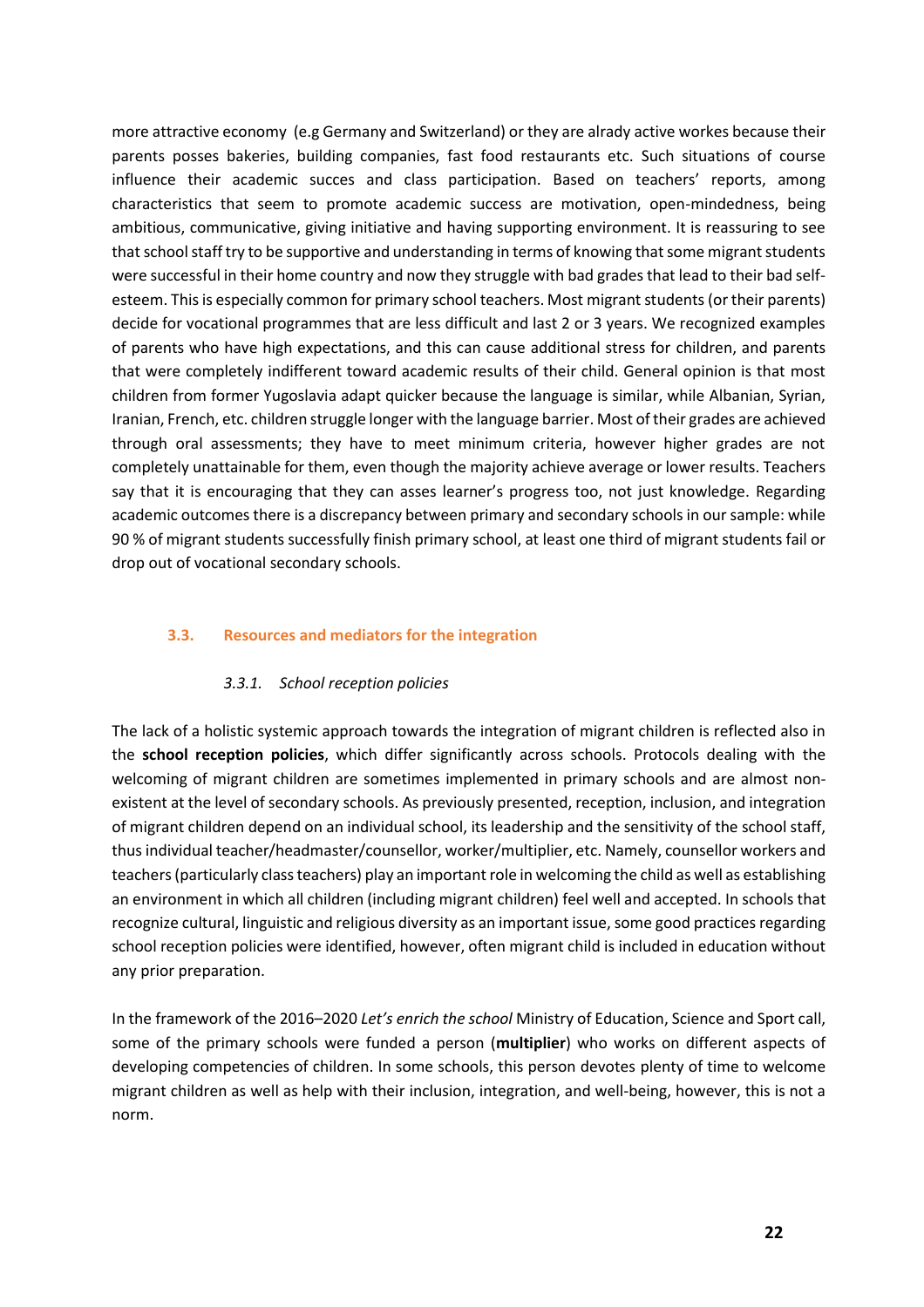more attractive economy  (e.g Germany and Switzerland) or they are alrady active workes because their parents posses bakeries, building companies, fast food restaurants etc. Such situations of course influence their academic succes and class participation. Based on teachers' reports, among characteristics that seem to promote academic success are motivation, open-mindedness, being ambitious, communicative, giving initiative and having supporting environment. It is reassuring to see that school staff try to be supportive and understanding in terms of knowing that some migrant students were successful in their home country and now they struggle with bad grades that lead to their bad self-esteem. This is especially common for primary school teachers. Most migrant students (or their parents) decide for vocational programmes that are less difficult and last 2 or 3 years. We recognized examples of parents who have high expectations, and this can cause additional stress for children, and parents that were completely indifferent toward academic results of their child. General opinion is that most children from former Yugoslavia adapt quicker because the language is similar, while Albanian, Syrian, Iranian, French, etc. children struggle longer with the language barrier. Most of their grades are achieved through oral assessments; they have to meet minimum criteria, however higher grades are not completely unattainable for them, even though the majority achieve average or lower results. Teachers say that it is encouraging that they can asses learner's progress too, not just knowledge. Regarding academic outcomes there is a discrepancy between primary and secondary schools in our sample: while 90 % of migrant students successfully finish primary school, at least one third of migrant students fail or drop out of vocational secondary schools.

## 3.3. Resources and mediators for the integration

### *3.3.1. School reception policies*

The lack of a holistic systemic approach towards the integration of migrant children is reflected also in the **school reception policies**, which differ significantly across schools. Protocols dealing with the welcoming of migrant children are sometimes implemented in primary schools and are almost non-existent at the level of secondary schools. As previously presented, reception, inclusion, and integration of migrant children depend on an individual school, its leadership and the sensitivity of the school staff, thus individual teacher/headmaster/counsellor, worker/multiplier, etc. Namely, counsellor workers and teachers (particularly class teachers) play an important role in welcoming the child as well as establishing an environment in which all children (including migrant children) feel well and accepted. In schools that recognize cultural, linguistic and religious diversity as an important issue, some good practices regarding school reception policies were identified, however, often migrant child is included in education without any prior preparation.

In the framework of the 2016–2020 *Let's enrich the school* Ministry of Education, Science and Sport call, some of the primary schools were funded a person (**multiplier**) who works on different aspects of developing competencies of children. In some schools, this person devotes plenty of time to welcome migrant children as well as help with their inclusion, integration, and well-being, however, this is not a norm.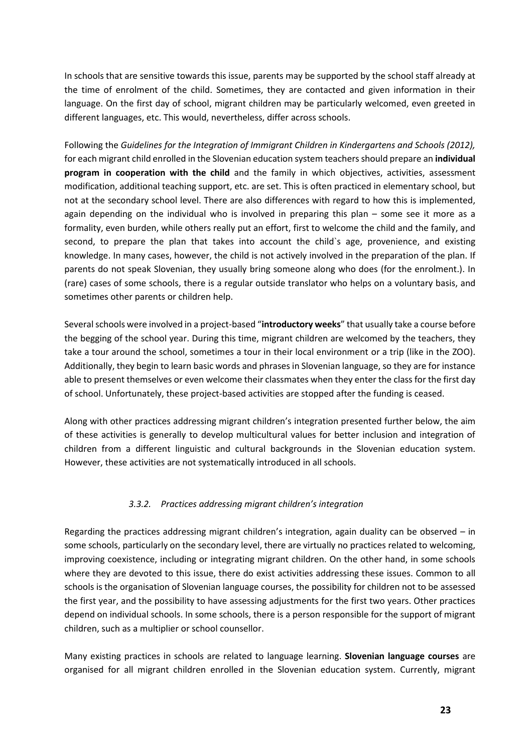In schools that are sensitive towards this issue, parents may be supported by the school staff already at the time of enrolment of the child. Sometimes, they are contacted and given information in their language. On the first day of school, migrant children may be particularly welcomed, even greeted in different languages, etc. This would, nevertheless, differ across schools.

Following the *Guidelines for the Integration of Immigrant Children in Kindergartens and Schools (2012),* for each migrant child enrolled in the Slovenian education system teachers should prepare an **individual program in cooperation with the child** and the family in which objectives, activities, assessment modification, additional teaching support, etc. are set. This is often practiced in elementary school, but not at the secondary school level. There are also differences with regard to how this is implemented, again depending on the individual who is involved in preparing this plan – some see it more as a formality, even burden, while others really put an effort, first to welcome the child and the family, and second, to prepare the plan that takes into account the child`s age, provenience, and existing knowledge. In many cases, however, the child is not actively involved in the preparation of the plan. If parents do not speak Slovenian, they usually bring someone along who does (for the enrolment.). In (rare) cases of some schools, there is a regular outside translator who helps on a voluntary basis, and sometimes other parents or children help.

Several schools were involved in a project-based "**introductory weeks**" that usually take a course before the begging of the school year. During this time, migrant children are welcomed by the teachers, they take a tour around the school, sometimes a tour in their local environment or a trip (like in the ZOO). Additionally, they begin to learn basic words and phrases in Slovenian language, so they are for instance able to present themselves or even welcome their classmates when they enter the class for the first day of school. Unfortunately, these project-based activities are stopped after the funding is ceased.

Along with other practices addressing migrant children's integration presented further below, the aim of these activities is generally to develop multicultural values for better inclusion and integration of children from a different linguistic and cultural backgrounds in the Slovenian education system. However, these activities are not systematically introduced in all schools.

### *3.3.2. Practices addressing migrant children's integration*

Regarding the practices addressing migrant children's integration, again duality can be observed – in some schools, particularly on the secondary level, there are virtually no practices related to welcoming, improving coexistence, including or integrating migrant children. On the other hand, in some schools where they are devoted to this issue, there do exist activities addressing these issues. Common to all schools is the organisation of Slovenian language courses, the possibility for children not to be assessed the first year, and the possibility to have assessing adjustments for the first two years. Other practices depend on individual schools. In some schools, there is a person responsible for the support of migrant children, such as a multiplier or school counsellor.

Many existing practices in schools are related to language learning. **Slovenian language courses** are organised for all migrant children enrolled in the Slovenian education system. Currently, migrant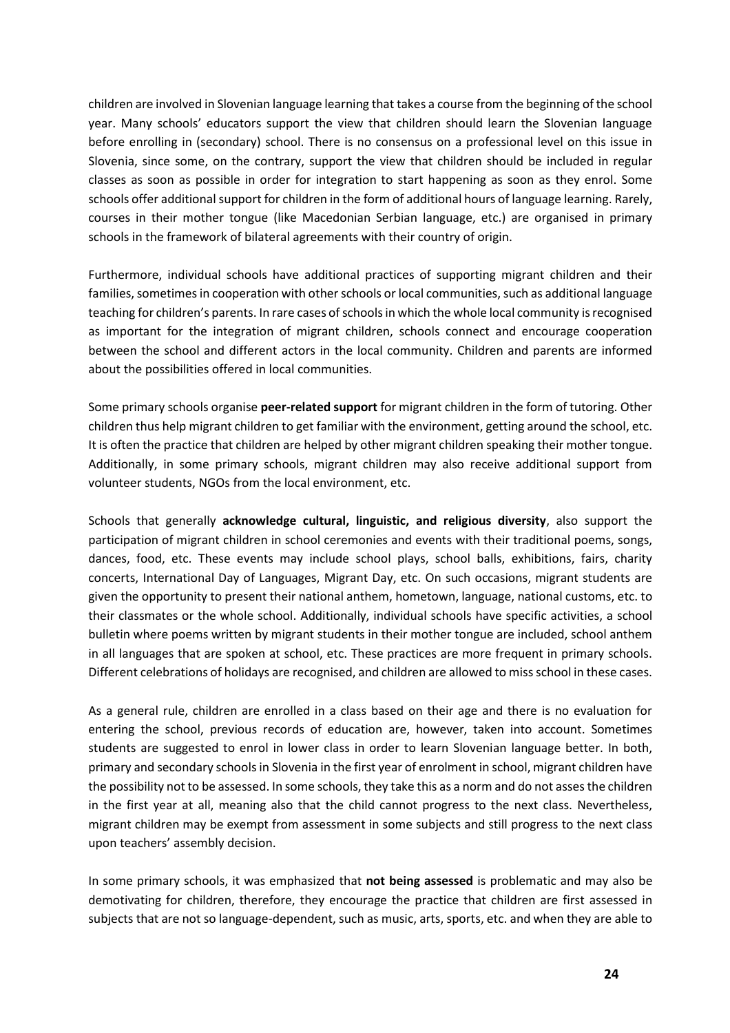children are involved in Slovenian language learning that takes a course from the beginning of the school year. Many schools' educators support the view that children should learn the Slovenian language before enrolling in (secondary) school. There is no consensus on a professional level on this issue in Slovenia, since some, on the contrary, support the view that children should be included in regular classes as soon as possible in order for integration to start happening as soon as they enrol. Some schools offer additional support for children in the form of additional hours of language learning. Rarely, courses in their mother tongue (like Macedonian Serbian language, etc.) are organised in primary schools in the framework of bilateral agreements with their country of origin.

Furthermore, individual schools have additional practices of supporting migrant children and their families, sometimes in cooperation with other schools or local communities, such as additional language teaching for children's parents. In rare cases of schools in which the whole local community is recognised as important for the integration of migrant children, schools connect and encourage cooperation between the school and different actors in the local community. Children and parents are informed about the possibilities offered in local communities.

Some primary schools organise **peer-related support** for migrant children in the form of tutoring. Other children thus help migrant children to get familiar with the environment, getting around the school, etc. It is often the practice that children are helped by other migrant children speaking their mother tongue. Additionally, in some primary schools, migrant children may also receive additional support from volunteer students, NGOs from the local environment, etc.

Schools that generally **acknowledge cultural, linguistic, and religious diversity**, also support the participation of migrant children in school ceremonies and events with their traditional poems, songs, dances, food, etc. These events may include school plays, school balls, exhibitions, fairs, charity concerts, International Day of Languages, Migrant Day, etc. On such occasions, migrant students are given the opportunity to present their national anthem, hometown, language, national customs, etc. to their classmates or the whole school. Additionally, individual schools have specific activities, a school bulletin where poems written by migrant students in their mother tongue are included, school anthem in all languages that are spoken at school, etc. These practices are more frequent in primary schools. Different celebrations of holidays are recognised, and children are allowed to miss school in these cases.

As a general rule, children are enrolled in a class based on their age and there is no evaluation for entering the school, previous records of education are, however, taken into account. Sometimes students are suggested to enrol in lower class in order to learn Slovenian language better. In both, primary and secondary schools in Slovenia in the first year of enrolment in school, migrant children have the possibility not to be assessed. In some schools, they take this as a norm and do not asses the children in the first year at all, meaning also that the child cannot progress to the next class. Nevertheless, migrant children may be exempt from assessment in some subjects and still progress to the next class upon teachers' assembly decision.

In some primary schools, it was emphasized that **not being assessed** is problematic and may also be demotivating for children, therefore, they encourage the practice that children are first assessed in subjects that are not so language-dependent, such as music, arts, sports, etc. and when they are able to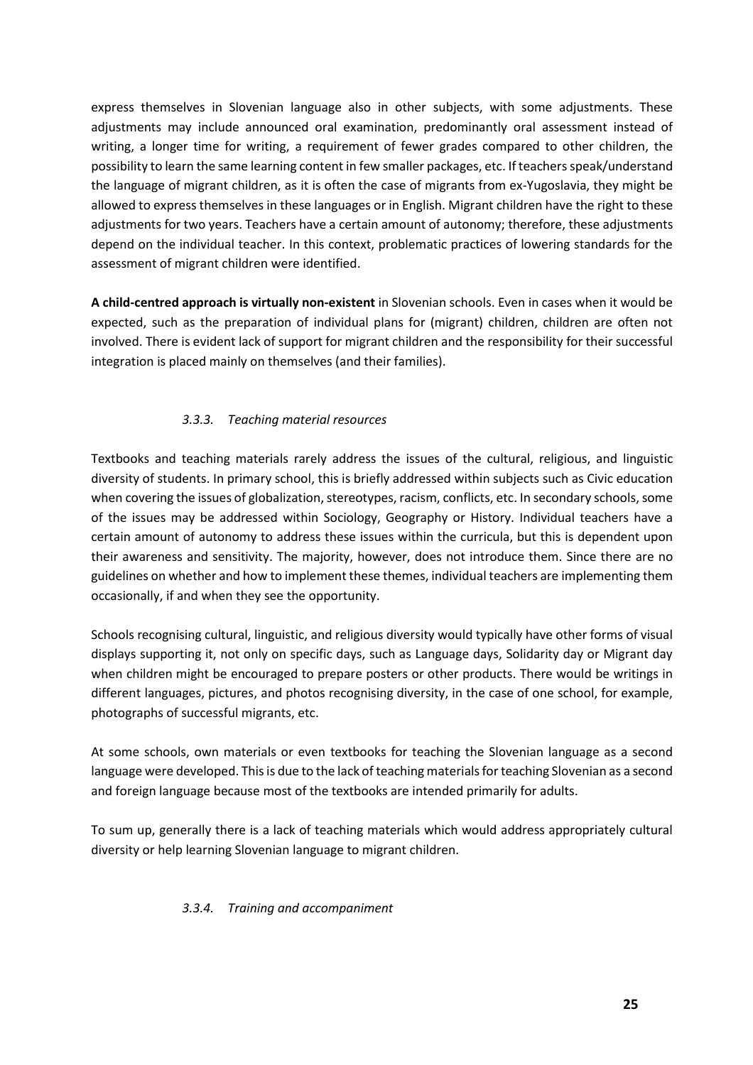express themselves in Slovenian language also in other subjects, with some adjustments. These adjustments may include announced oral examination, predominantly oral assessment instead of writing, a longer time for writing, a requirement of fewer grades compared to other children, the possibility to learn the same learning content in few smaller packages, etc. If teachers speak/understand the language of migrant children, as it is often the case of migrants from ex-Yugoslavia, they might be allowed to express themselves in these languages or in English. Migrant children have the right to these adjustments for two years. Teachers have a certain amount of autonomy; therefore, these adjustments depend on the individual teacher. In this context, problematic practices of lowering standards for the assessment of migrant children were identified.

**A child-centred approach is virtually non-existent** in Slovenian schools. Even in cases when it would be expected, such as the preparation of individual plans for (migrant) children, children are often not involved. There is evident lack of support for migrant children and the responsibility for their successful integration is placed mainly on themselves (and their families).

### *3.3.3. Teaching material resources*

Textbooks and teaching materials rarely address the issues of the cultural, religious, and linguistic diversity of students. In primary school, this is briefly addressed within subjects such as Civic education when covering the issues of globalization, stereotypes, racism, conflicts, etc. In secondary schools, some of the issues may be addressed within Sociology, Geography or History. Individual teachers have a certain amount of autonomy to address these issues within the curricula, but this is dependent upon their awareness and sensitivity. The majority, however, does not introduce them. Since there are no guidelines on whether and how to implement these themes, individual teachers are implementing them occasionally, if and when they see the opportunity.

Schools recognising cultural, linguistic, and religious diversity would typically have other forms of visual displays supporting it, not only on specific days, such as Language days, Solidarity day or Migrant day when children might be encouraged to prepare posters or other products. There would be writings in different languages, pictures, and photos recognising diversity, in the case of one school, for example, photographs of successful migrants, etc.

At some schools, own materials or even textbooks for teaching the Slovenian language as a second language were developed. This is due to the lack of teaching materials for teaching Slovenian as a second and foreign language because most of the textbooks are intended primarily for adults.

To sum up, generally there is a lack of teaching materials which would address appropriately cultural diversity or help learning Slovenian language to migrant children.

### *3.3.4. Training and accompaniment*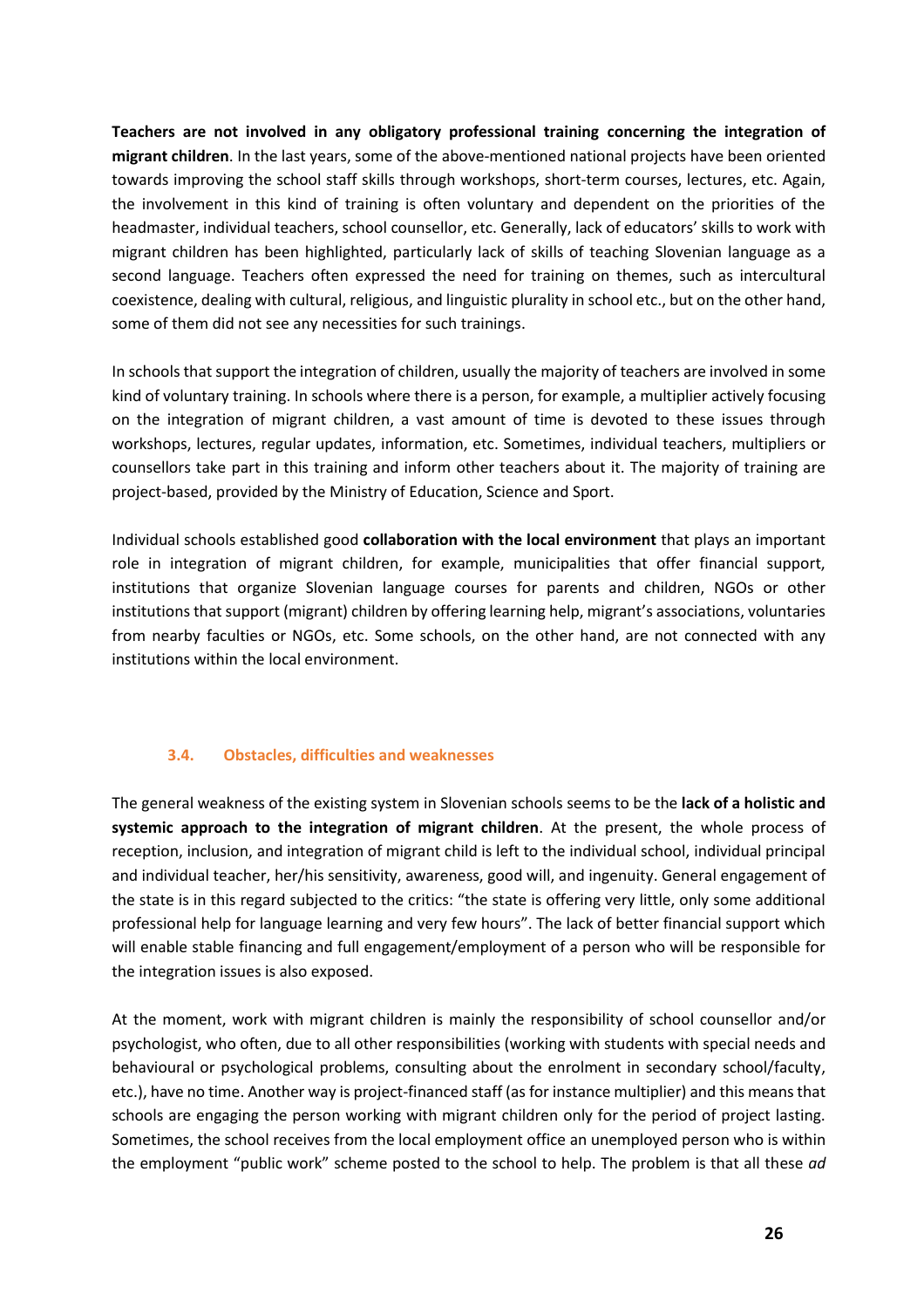**Teachers are not involved in any obligatory professional training concerning the integration of migrant children**. In the last years, some of the above-mentioned national projects have been oriented towards improving the school staff skills through workshops, short-term courses, lectures, etc. Again, the involvement in this kind of training is often voluntary and dependent on the priorities of the headmaster, individual teachers, school counsellor, etc. Generally, lack of educators' skills to work with migrant children has been highlighted, particularly lack of skills of teaching Slovenian language as a second language. Teachers often expressed the need for training on themes, such as intercultural coexistence, dealing with cultural, religious, and linguistic plurality in school etc., but on the other hand, some of them did not see any necessities for such trainings.

In schools that support the integration of children, usually the majority of teachers are involved in some kind of voluntary training. In schools where there is a person, for example, a multiplier actively focusing on the integration of migrant children, a vast amount of time is devoted to these issues through workshops, lectures, regular updates, information, etc. Sometimes, individual teachers, multipliers or counsellors take part in this training and inform other teachers about it. The majority of training are project-based, provided by the Ministry of Education, Science and Sport.

Individual schools established good **collaboration with the local environment** that plays an important role in integration of migrant children, for example, municipalities that offer financial support, institutions that organize Slovenian language courses for parents and children, NGOs or other institutions that support (migrant) children by offering learning help, migrant's associations, voluntaries from nearby faculties or NGOs, etc. Some schools, on the other hand, are not connected with any institutions within the local environment.

### 3.4. Obstacles, difficulties and weaknesses

The general weakness of the existing system in Slovenian schools seems to be the **lack of a holistic and systemic approach to the integration of migrant children**. At the present, the whole process of reception, inclusion, and integration of migrant child is left to the individual school, individual principal and individual teacher, her/his sensitivity, awareness, good will, and ingenuity. General engagement of the state is in this regard subjected to the critics: "the state is offering very little, only some additional professional help for language learning and very few hours". The lack of better financial support which will enable stable financing and full engagement/employment of a person who will be responsible for the integration issues is also exposed.

At the moment, work with migrant children is mainly the responsibility of school counsellor and/or psychologist, who often, due to all other responsibilities (working with students with special needs and behavioural or psychological problems, consulting about the enrolment in secondary school/faculty, etc.), have no time. Another way is project-financed staff (as for instance multiplier) and this means that schools are engaging the person working with migrant children only for the period of project lasting. Sometimes, the school receives from the local employment office an unemployed person who is within the employment "public work" scheme posted to the school to help. The problem is that all these *ad*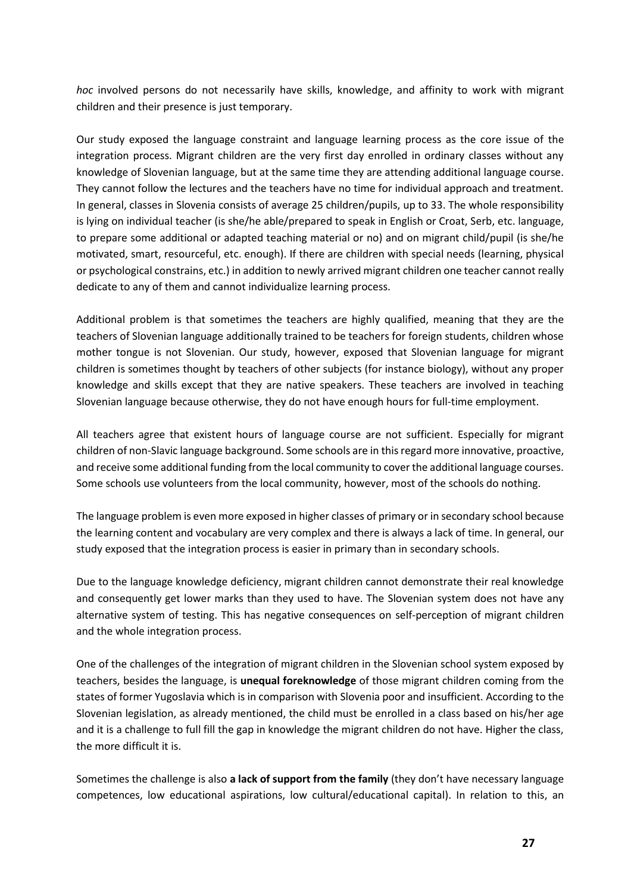*hoc* involved persons do not necessarily have skills, knowledge, and affinity to work with migrant children and their presence is just temporary.

Our study exposed the language constraint and language learning process as the core issue of the integration process. Migrant children are the very first day enrolled in ordinary classes without any knowledge of Slovenian language, but at the same time they are attending additional language course. They cannot follow the lectures and the teachers have no time for individual approach and treatment. In general, classes in Slovenia consists of average 25 children/pupils, up to 33. The whole responsibility is lying on individual teacher (is she/he able/prepared to speak in English or Croat, Serb, etc. language, to prepare some additional or adapted teaching material or no) and on migrant child/pupil (is she/he motivated, smart, resourceful, etc. enough). If there are children with special needs (learning, physical or psychological constrains, etc.) in addition to newly arrived migrant children one teacher cannot really dedicate to any of them and cannot individualize learning process.

Additional problem is that sometimes the teachers are highly qualified, meaning that they are the teachers of Slovenian language additionally trained to be teachers for foreign students, children whose mother tongue is not Slovenian. Our study, however, exposed that Slovenian language for migrant children is sometimes thought by teachers of other subjects (for instance biology), without any proper knowledge and skills except that they are native speakers. These teachers are involved in teaching Slovenian language because otherwise, they do not have enough hours for full-time employment.

All teachers agree that existent hours of language course are not sufficient. Especially for migrant children of non-Slavic language background. Some schools are in this regard more innovative, proactive, and receive some additional funding from the local community to cover the additional language courses. Some schools use volunteers from the local community, however, most of the schools do nothing.

The language problem is even more exposed in higher classes of primary or in secondary school because the learning content and vocabulary are very complex and there is always a lack of time. In general, our study exposed that the integration process is easier in primary than in secondary schools.

Due to the language knowledge deficiency, migrant children cannot demonstrate their real knowledge and consequently get lower marks than they used to have. The Slovenian system does not have any alternative system of testing. This has negative consequences on self-perception of migrant children and the whole integration process.

One of the challenges of the integration of migrant children in the Slovenian school system exposed by teachers, besides the language, is **unequal foreknowledge** of those migrant children coming from the states of former Yugoslavia which is in comparison with Slovenia poor and insufficient. According to the Slovenian legislation, as already mentioned, the child must be enrolled in a class based on his/her age and it is a challenge to full fill the gap in knowledge the migrant children do not have. Higher the class, the more difficult it is.

Sometimes the challenge is also **a lack of support from the family** (they don't have necessary language competences, low educational aspirations, low cultural/educational capital). In relation to this, an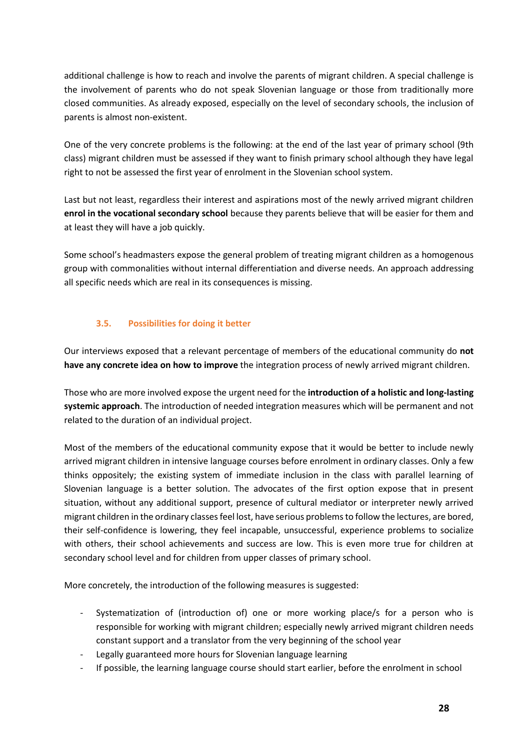additional challenge is how to reach and involve the parents of migrant children. A special challenge is the involvement of parents who do not speak Slovenian language or those from traditionally more closed communities. As already exposed, especially on the level of secondary schools, the inclusion of parents is almost non-existent.

One of the very concrete problems is the following: at the end of the last year of primary school (9th class) migrant children must be assessed if they want to finish primary school although they have legal right to not be assessed the first year of enrolment in the Slovenian school system.

Last but not least, regardless their interest and aspirations most of the newly arrived migrant children **enrol in the vocational secondary school** because they parents believe that will be easier for them and at least they will have a job quickly.

Some school's headmasters expose the general problem of treating migrant children as a homogenous group with commonalities without internal differentiation and diverse needs. An approach addressing all specific needs which are real in its consequences is missing.

### 3.5. Possibilities for doing it better

Our interviews exposed that a relevant percentage of members of the educational community do **not have any concrete idea on how to improve** the integration process of newly arrived migrant children.

Those who are more involved expose the urgent need for the **introduction of a holistic and long-lasting systemic approach**. The introduction of needed integration measures which will be permanent and not related to the duration of an individual project.

Most of the members of the educational community expose that it would be better to include newly arrived migrant children in intensive language courses before enrolment in ordinary classes. Only a few thinks oppositely; the existing system of immediate inclusion in the class with parallel learning of Slovenian language is a better solution. The advocates of the first option expose that in present situation, without any additional support, presence of cultural mediator or interpreter newly arrived migrant children in the ordinary classes feel lost, have serious problems to follow the lectures, are bored, their self-confidence is lowering, they feel incapable, unsuccessful, experience problems to socialize with others, their school achievements and success are low. This is even more true for children at secondary school level and for children from upper classes of primary school.

More concretely, the introduction of the following measures is suggested:

- Systematization of (introduction of) one or more working place/s for a person who is responsible for working with migrant children; especially newly arrived migrant children needs constant support and a translator from the very beginning of the school year
- Legally guaranteed more hours for Slovenian language learning
- If possible, the learning language course should start earlier, before the enrolment in school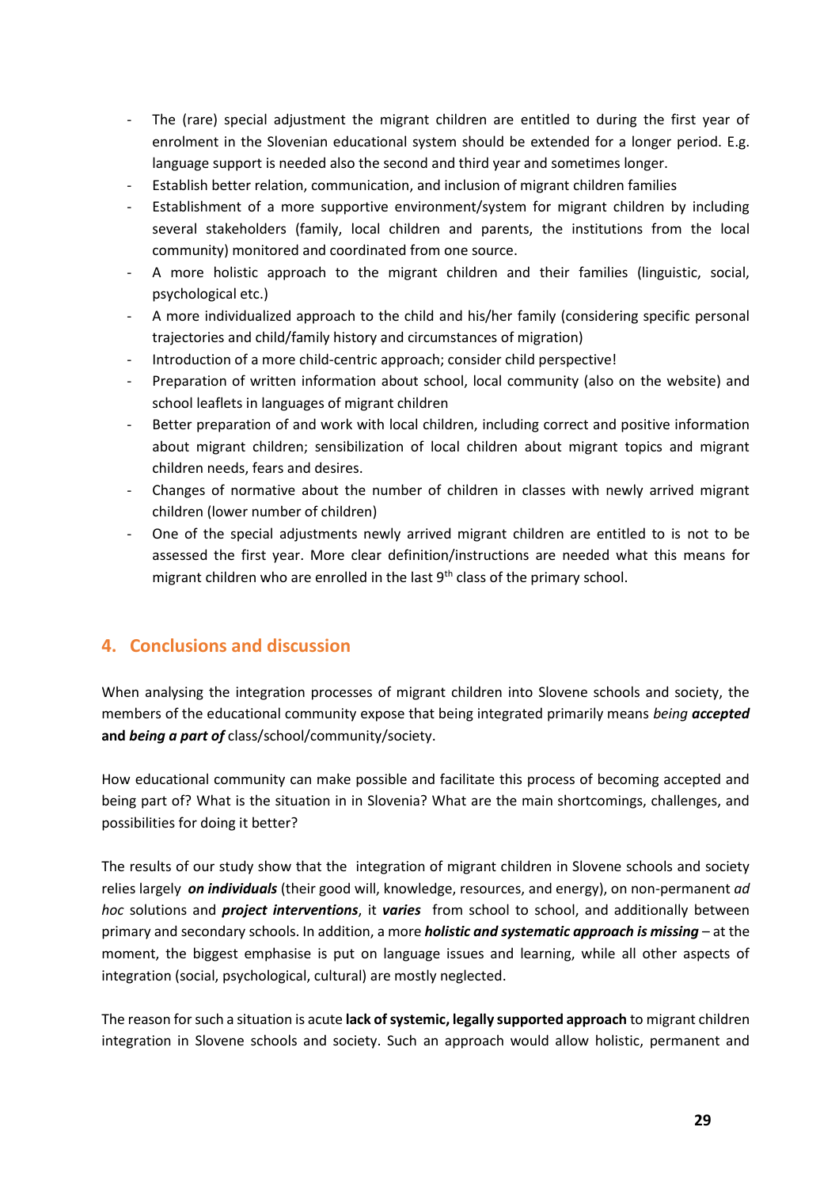- The (rare) special adjustment the migrant children are entitled to during the first year of enrolment in the Slovenian educational system should be extended for a longer period. E.g. language support is needed also the second and third year and sometimes longer.
- Establish better relation, communication, and inclusion of migrant children families
- Establishment of a more supportive environment/system for migrant children by including several stakeholders (family, local children and parents, the institutions from the local community) monitored and coordinated from one source.
- A more holistic approach to the migrant children and their families (linguistic, social, psychological etc.)
- A more individualized approach to the child and his/her family (considering specific personal trajectories and child/family history and circumstances of migration)
- Introduction of a more child-centric approach; consider child perspective!
- Preparation of written information about school, local community (also on the website) and school leaflets in languages of migrant children
- Better preparation of and work with local children, including correct and positive information about migrant children; sensibilization of local children about migrant topics and migrant children needs, fears and desires.
- Changes of normative about the number of children in classes with newly arrived migrant children (lower number of children)
- One of the special adjustments newly arrived migrant children are entitled to is not to be assessed the first year. More clear definition/instructions are needed what this means for migrant children who are enrolled in the last 9th class of the primary school.

## 4. Conclusions and discussion

When analysing the integration processes of migrant children into Slovene schools and society, the members of the educational community expose that being integrated primarily means *being **accepted*** **and *being a part of*** class/school/community/society.

How educational community can make possible and facilitate this process of becoming accepted and being part of? What is the situation in in Slovenia? What are the main shortcomings, challenges, and possibilities for doing it better?

The results of our study show that the integration of migrant children in Slovene schools and society relies largely ***on individuals*** (their good will, knowledge, resources, and energy), on non-permanent *ad hoc* solutions and ***project interventions***, it ***varies*** from school to school, and additionally between primary and secondary schools. In addition, a more ***holistic and systematic approach is missing*** – at the moment, the biggest emphasise is put on language issues and learning, while all other aspects of integration (social, psychological, cultural) are mostly neglected.

The reason for such a situation is acute **lack of systemic, legally supported approach** to migrant children integration in Slovene schools and society. Such an approach would allow holistic, permanent and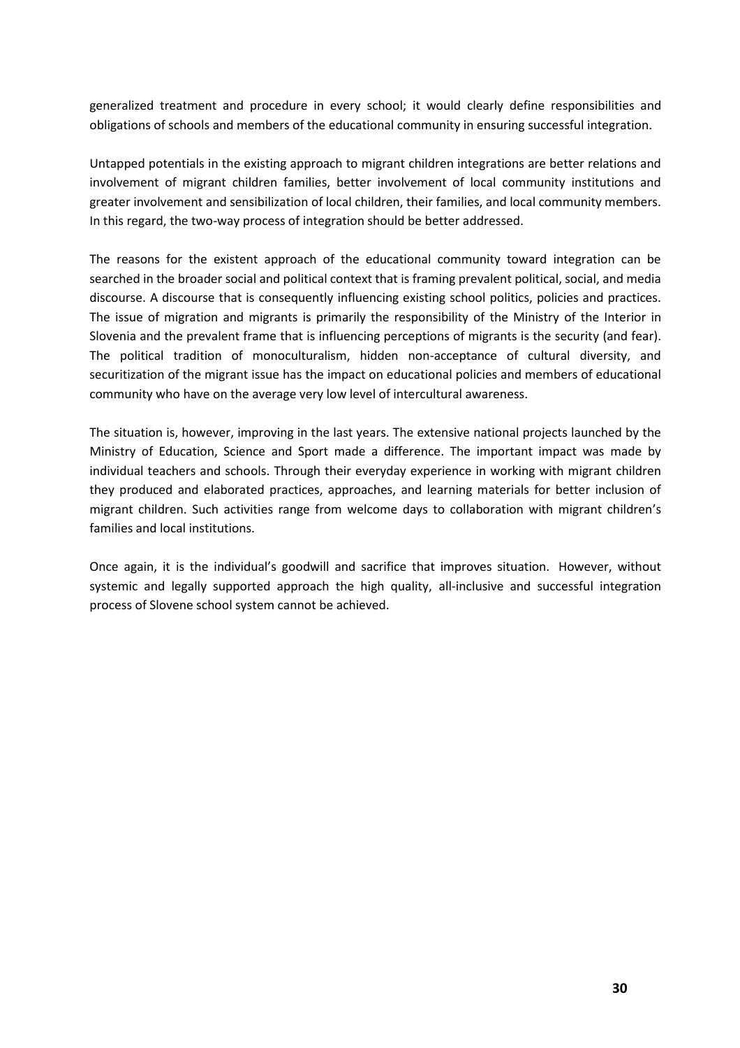generalized treatment and procedure in every school; it would clearly define responsibilities and obligations of schools and members of the educational community in ensuring successful integration.

Untapped potentials in the existing approach to migrant children integrations are better relations and involvement of migrant children families, better involvement of local community institutions and greater involvement and sensibilization of local children, their families, and local community members. In this regard, the two-way process of integration should be better addressed.

The reasons for the existent approach of the educational community toward integration can be searched in the broader social and political context that is framing prevalent political, social, and media discourse. A discourse that is consequently influencing existing school politics, policies and practices. The issue of migration and migrants is primarily the responsibility of the Ministry of the Interior in Slovenia and the prevalent frame that is influencing perceptions of migrants is the security (and fear). The political tradition of monoculturalism, hidden non-acceptance of cultural diversity, and securitization of the migrant issue has the impact on educational policies and members of educational community who have on the average very low level of intercultural awareness.

The situation is, however, improving in the last years. The extensive national projects launched by the Ministry of Education, Science and Sport made a difference. The important impact was made by individual teachers and schools. Through their everyday experience in working with migrant children they produced and elaborated practices, approaches, and learning materials for better inclusion of migrant children. Such activities range from welcome days to collaboration with migrant children's families and local institutions.

Once again, it is the individual's goodwill and sacrifice that improves situation. However, without systemic and legally supported approach the high quality, all-inclusive and successful integration process of Slovene school system cannot be achieved.